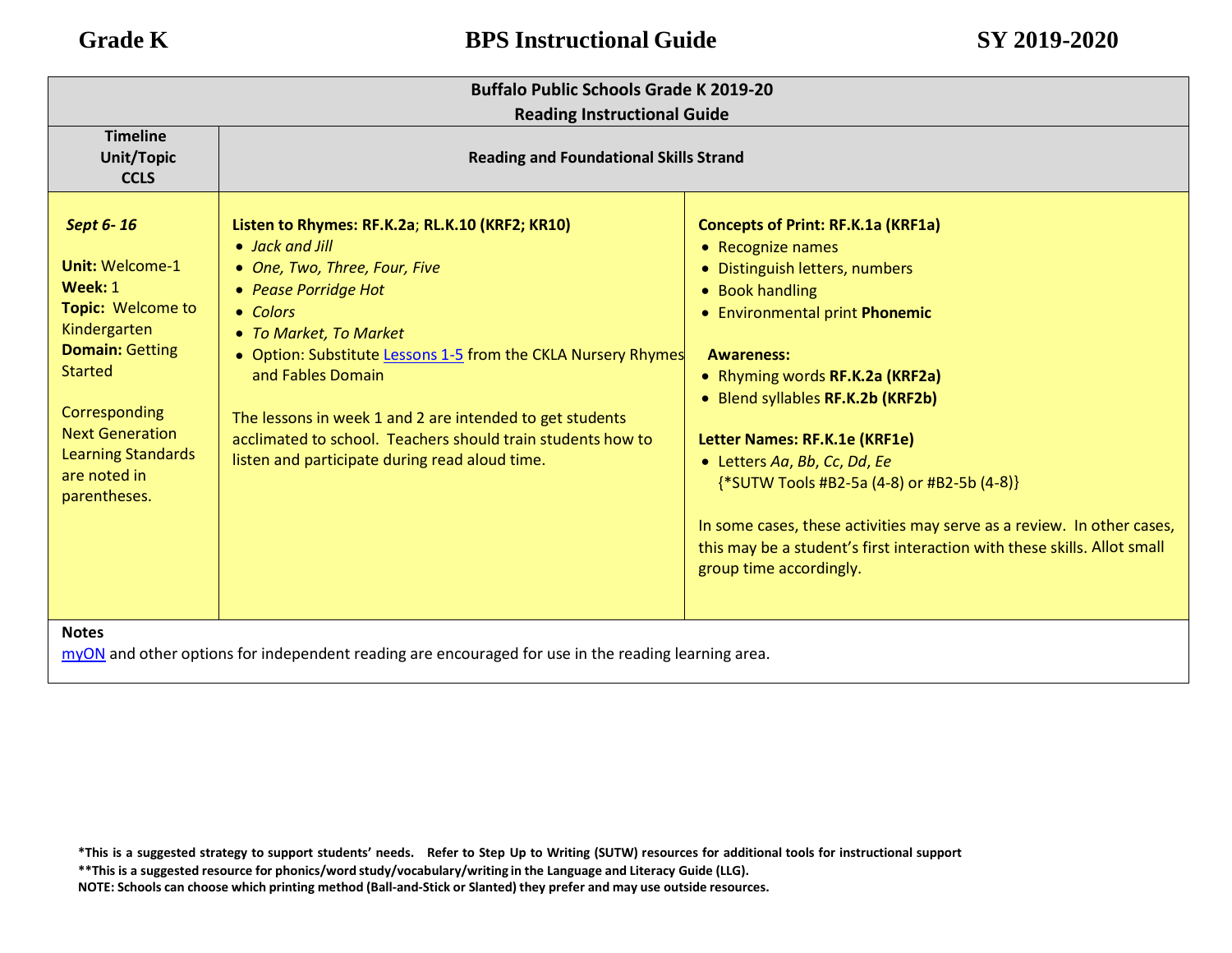| Buffalo Public Schools Grade K 2019-20<br>Reading Instructional Guide | | |
|---|---|---|
| **Timeline<br>Unit/Topic<br>CCLS** | **Reading and Foundational Skills Strand** | |
| ***Sept 6- 16***<br><br>**Unit:** Welcome-1<br>**Week:** 1<br>**Topic:** Welcome to Kindergarten<br>**Domain:** Getting Started<br><br>Corresponding Next Generation Learning Standards are noted in parentheses. | **Listen to Rhymes: RF.K.2a**; **RL.K.10 (KRF2; KR10)**<br>• *Jack and Jill*<br>• *One, Two, Three, Four, Five*<br>• *Pease Porridge Hot*<br>• *Colors*<br>• *To Market, To Market*<br>• Option: Substitute Lessons 1-5 from the CKLA Nursery Rhymes and Fables Domain<br><br>The lessons in week 1 and 2 are intended to get students acclimated to school. Teachers should train students how to listen and participate during read aloud time. | **Concepts of Print: RF.K.1a (KRF1a)**<br>• Recognize names<br>• Distinguish letters, numbers<br>• Book handling<br>• Environmental print<br><br>**Phonemic Awareness:**<br>• Rhyming words **RF.K.2a (KRF2a)**<br>• Blend syllables **RF.K.2b (KRF2b)**<br><br>**Letter Names: RF.K.1e (KRF1e)**<br>• Letters *Aa*, *Bb*, *Cc*, *Dd*, *Ee* {*SUTW Tools #B2-5a (4-8) or #B2-5b (4-8)}<br><br>In some cases, these activities may serve as a review. In other cases, this may be a student's first interaction with these skills. Allot small group time accordingly. |
| **Notes**<br>myON and other options for independent reading are encouraged for use in the reading learning area. | | |

***This is a suggested strategy to support students' needs. Refer to Step Up to Writing (SUTW) resources for additional tools for instructional support**

****This is a suggested resource for phonics/word study/vocabulary/writing in the Language and Literacy Guide (LLG).**

**NOTE: Schools can choose which printing method (Ball-and-Stick or Slanted) they prefer and may use outside resources.**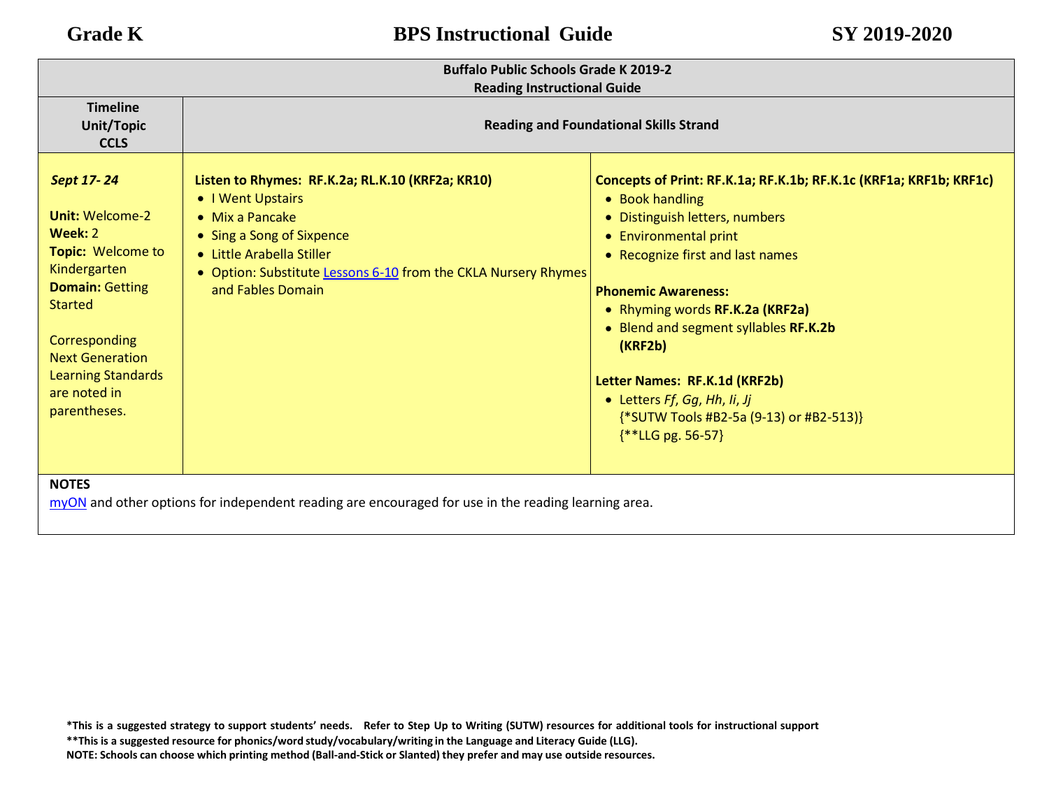| Buffalo Public Schools Grade K 2019-2<br>Reading Instructional Guide | | |
|---|---|---|
| **Timeline<br>Unit/Topic<br>CCLS** | **Reading and Foundational Skills Strand** | |
| ***Sept 17- 24***<br><br>**Unit:** Welcome-2<br>**Week:** 2<br>**Topic:** Welcome to Kindergarten<br>**Domain:** Getting Started<br><br>Corresponding Next Generation Learning Standards are noted in parentheses. | **Listen to Rhymes: RF.K.2a; RL.K.10 (KRF2a; KR10)**<br>• I Went Upstairs<br>• Mix a Pancake<br>• Sing a Song of Sixpence<br>• Little Arabella Stiller<br>• Option: Substitute Lessons 6-10 from the CKLA Nursery Rhymes and Fables Domain | **Concepts of Print: RF.K.1a; RF.K.1b; RF.K.1c (KRF1a; KRF1b; KRF1c)**<br>• Book handling<br>• Distinguish letters, numbers<br>• Environmental print<br>• Recognize first and last names<br><br>**Phonemic Awareness:**<br>• Rhyming words **RF.K.2a (KRF2a)**<br>• Blend and segment syllables **RF.K.2b (KRF2b)**<br><br>**Letter Names: RF.K.1d (KRF2b)**<br>• Letters *Ff*, *Gg*, *Hh*, *Ii*, *Jj* {*SUTW Tools #B2-5a (9-13) or #B2-513)} {**LLG pg. 56-57} |
| **NOTES**<br>myON and other options for independent reading are encouraged for use in the reading learning area. | | |

***This is a suggested strategy to support students' needs. Refer to Step Up to Writing (SUTW) resources for additional tools for instructional support**
****This is a suggested resource for phonics/word study/vocabulary/writing in the Language and Literacy Guide (LLG).**
**NOTE: Schools can choose which printing method (Ball-and-Stick or Slanted) they prefer and may use outside resources.**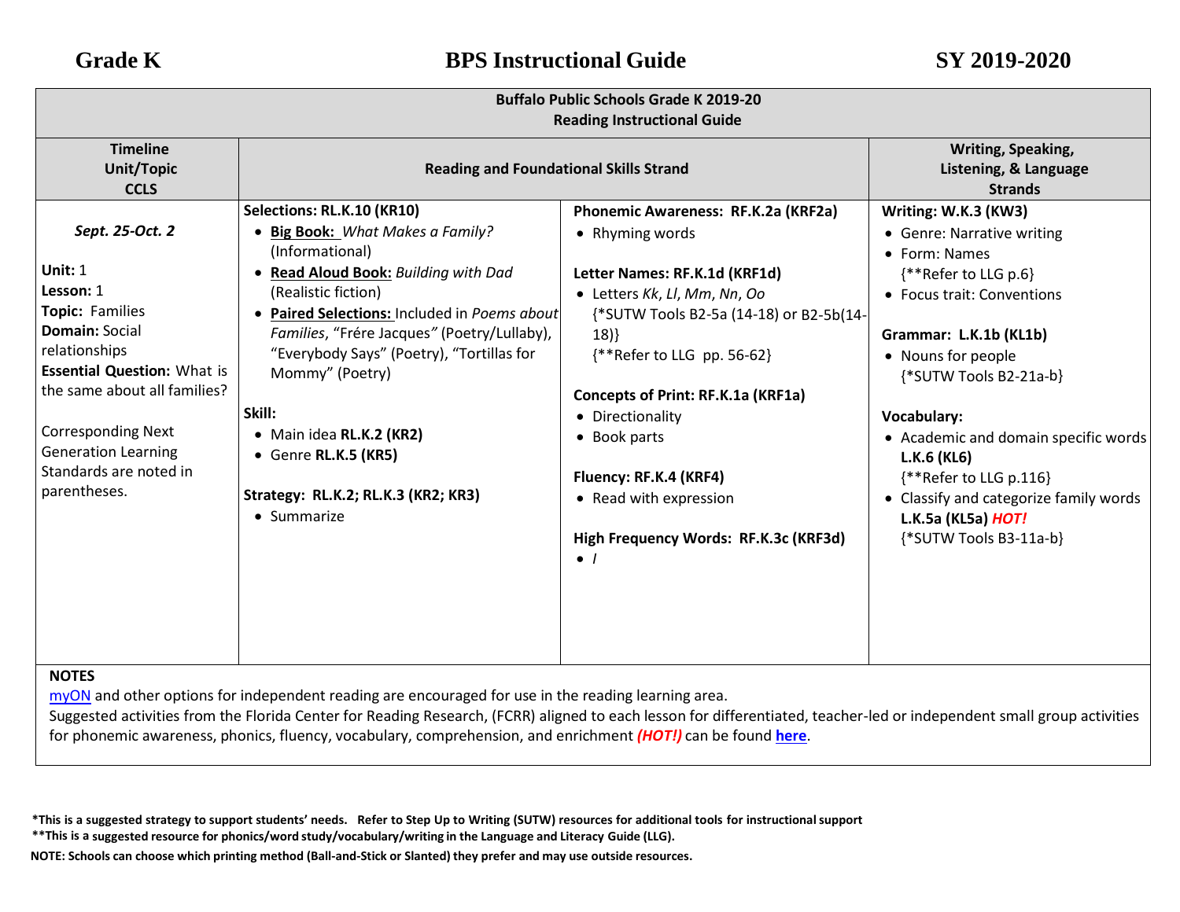| Buffalo Public Schools Grade K 2019-20<br>Reading Instructional Guide | | | |
|---|---|---|---|
| **Timeline<br>Unit/Topic<br>CCLS** | **Reading and Foundational Skills Strand** | | **Writing, Speaking, Listening, & Language Strands** |
| ***Sept. 25-Oct. 2***<br><br>**Unit:** 1<br>**Lesson:** 1<br>**Topic:** Families<br>**Domain:** Social relationships<br>**Essential Question:** What is the same about all families?<br><br>Corresponding Next Generation Learning Standards are noted in parentheses. | **Selections: RL.K.10 (KR10)**<br>• **Big Book:** *What Makes a Family?* (Informational)<br>• **Read Aloud Book:** *Building with Dad* (Realistic fiction)<br>• **Paired Selections:** Included in *Poems about Families*, "Frére Jacques*"* (Poetry/Lullaby), "Everybody Says" (Poetry), "Tortillas for Mommy" (Poetry)<br><br>**Skill:**<br>• Main idea **RL.K.2 (KR2)**<br>• Genre **RL.K.5 (KR5)**<br><br>**Strategy: RL.K.2; RL.K.3 (KR2; KR3)**<br>• Summarize | **Phonemic Awareness: RF.K.2a (KRF2a)**<br>• Rhyming words<br><br>**Letter Names: RF.K.1d (KRF1d)**<br>• Letters *Kk*, *Ll*, *Mm*, *Nn*, *Oo* {*SUTW Tools B2-5a (14-18) or B2-5b(14-18)} {**Refer to LLG pp. 56-62}<br><br>**Concepts of Print: RF.K.1a (KRF1a)**<br>• Directionality<br>• Book parts<br><br>**Fluency: RF.K.4 (KRF4)**<br>• Read with expression<br><br>**High Frequency Words: RF.K.3c (KRF3d)**<br>• *I* | **Writing: W.K.3 (KW3)**<br>• Genre: Narrative writing<br>• Form: Names {**Refer to LLG p.6}<br>• Focus trait: Conventions<br><br>**Grammar: L.K.1b (KL1b)**<br>• Nouns for people {*SUTW Tools B2-21a-b}<br><br>**Vocabulary:**<br>• Academic and domain specific words **L.K.6 (KL6)** {**Refer to LLG p.116}<br>• Classify and categorize family words **L.K.5a (KL5a)** ***HOT!*** {*SUTW Tools B3-11a-b} |
| **NOTES**<br>myON and other options for independent reading are encouraged for use in the reading learning area.<br>Suggested activities from the Florida Center for Reading Research, (FCRR) aligned to each lesson for differentiated, teacher-led or independent small group activities for phonemic awareness, phonics, fluency, vocabulary, comprehension, and enrichment ***(HOT!)*** can be found **here**. | | | |

**\*This is a suggested strategy to support students' needs. Refer to Step Up to Writing (SUTW) resources for additional tools for instructional support**
**\*\*This is a suggested resource for phonics/word study/vocabulary/writing in the Language and Literacy Guide (LLG).**
**NOTE: Schools can choose which printing method (Ball-and-Stick or Slanted) they prefer and may use outside resources.**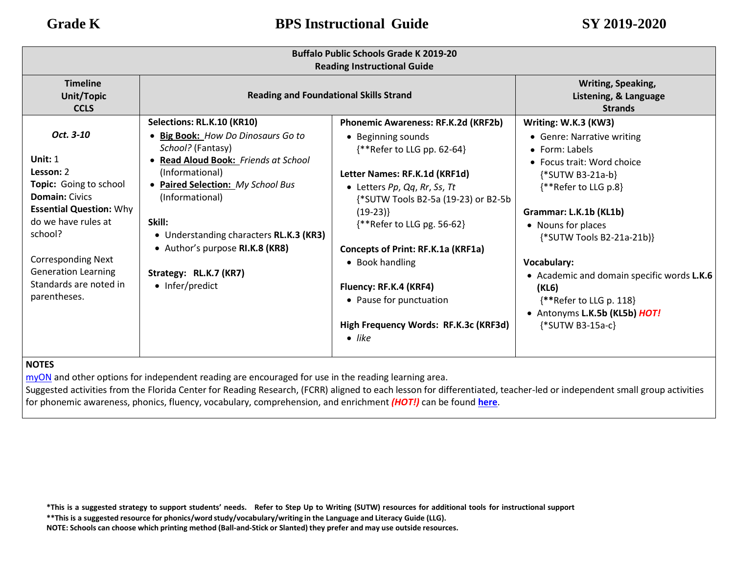| Buffalo Public Schools Grade K 2019-20<br>Reading Instructional Guide | | | |
|---|---|---|---|
| **Timeline<br>Unit/Topic<br>CCLS** | **Reading and Foundational Skills Strand** | | **Writing, Speaking, Listening, & Language Strands** |
| ***Oct. 3-10***<br><br>**Unit:** 1<br>**Lesson:** 2<br>**Topic:** Going to school<br>**Domain:** Civics<br>**Essential Question:** Why do we have rules at school?<br><br>Corresponding Next Generation Learning Standards are noted in parentheses. | **Selections: RL.K.10 (KR10)**<br>• **Big Book:** *How Do Dinosaurs Go to School?* (Fantasy)<br>• **Read Aloud Book:** *Friends at School* (Informational)<br>• **Paired Selection:** *My School Bus* (Informational)<br><br>**Skill:**<br>• Understanding characters **RL.K.3 (KR3)**<br>• Author's purpose **RI.K.8 (KR8)**<br><br>**Strategy: RL.K.7 (KR7)**<br>• Infer/predict | **Phonemic Awareness: RF.K.2d (KRF2b)**<br>• Beginning sounds {**Refer to LLG pp. 62-64}<br><br>**Letter Names: RF.K.1d (KRF1d)**<br>• Letters *Pp*, *Qq*, *Rr*, *Ss*, *Tt* {*SUTW Tools B2-5a (19-23) or B2-5b (19-23)} {**Refer to LLG pg. 56-62}<br><br>**Concepts of Print: RF.K.1a (KRF1a)**<br>• Book handling<br><br>**Fluency: RF.K.4 (KRF4)**<br>• Pause for punctuation<br><br>**High Frequency Words: RF.K.3c (KRF3d)**<br>• *like* | **Writing: W.K.3 (KW3)**<br>• Genre: Narrative writing<br>• Form: Labels<br>• Focus trait: Word choice {*SUTW B3-21a-b} {**Refer to LLG p.8}<br><br>**Grammar: L.K.1b (KL1b)**<br>• Nouns for places {*SUTW Tools B2-21a-21b)}<br><br>**Vocabulary:**<br>• Academic and domain specific words **L.K.6 (KL6)** {**Refer to LLG p. 118}<br>• Antonyms **L.K.5b (KL5b)** ***HOT!*** {*SUTW B3-15a-c} |

**NOTES**

myON and other options for independent reading are encouraged for use in the reading learning area.
Suggested activities from the Florida Center for Reading Research, (FCRR) aligned to each lesson for differentiated, teacher-led or independent small group activities for phonemic awareness, phonics, fluency, vocabulary, comprehension, and enrichment ***(HOT!)*** can be found **here**.

**\*This is a suggested strategy to support students' needs. Refer to Step Up to Writing (SUTW) resources for additional tools for instructional support**
**\*\*This is a suggested resource for phonics/word study/vocabulary/writing in the Language and Literacy Guide (LLG).**
**NOTE: Schools can choose which printing method (Ball-and-Stick or Slanted) they prefer and may use outside resources.**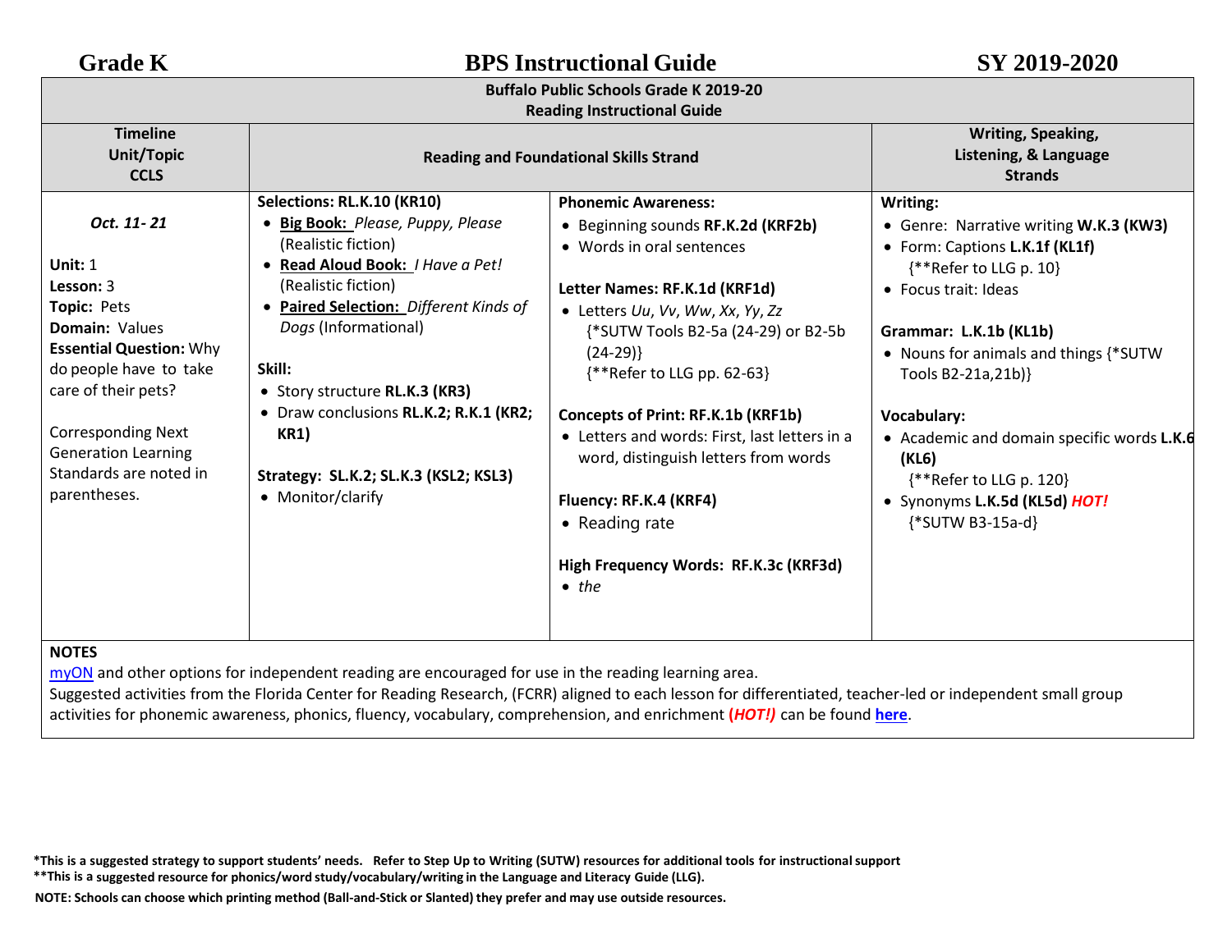| Buffalo Public Schools Grade K 2019-20<br>Reading Instructional Guide | | | |
|---|---|---|---|
| **Timeline**<br>**Unit/Topic**<br>**CCLS** | **Reading and Foundational Skills Strand** | | **Writing, Speaking, Listening, & Language Strands** |
| ***Oct. 11- 21***<br><br>**Unit:** 1<br>**Lesson:** 3<br>**Topic:** Pets<br>**Domain:** Values<br>**Essential Question:** Why do people have to take care of their pets?<br><br>Corresponding Next Generation Learning Standards are noted in parentheses. | **Selections: RL.K.10 (KR10)**<br>• **Big Book:** *Please, Puppy, Please* (Realistic fiction)<br>• **Read Aloud Book:** *I Have a Pet!* (Realistic fiction)<br>• **Paired Selection:** *Different Kinds of Dogs* (Informational)<br><br>**Skill:**<br>• Story structure **RL.K.3 (KR3)**<br>• Draw conclusions **RL.K.2; R.K.1 (KR2; KR1)**<br><br>**Strategy: SL.K.2; SL.K.3 (KSL2; KSL3)**<br>• Monitor/clarify | **Phonemic Awareness:**<br>• Beginning sounds **RF.K.2d (KRF2b)**<br>• Words in oral sentences<br><br>**Letter Names: RF.K.1d (KRF1d)**<br>• Letters *Uu*, *Vv*, *Ww*, *Xx*, *Yy*, *Zz* {*SUTW Tools B2-5a (24-29) or B2-5b (24-29)} {**Refer to LLG pp. 62-63}<br><br>**Concepts of Print: RF.K.1b (KRF1b)**<br>• Letters and words: First, last letters in a word, distinguish letters from words<br><br>**Fluency: RF.K.4 (KRF4)**<br>• Reading rate<br><br>**High Frequency Words: RF.K.3c (KRF3d)**<br>• *the* | **Writing:**<br>• Genre: Narrative writing **W.K.3 (KW3)**<br>• Form: Captions **L.K.1f (KL1f)** {**Refer to LLG p. 10}<br>• Focus trait: Ideas<br><br>**Grammar: L.K.1b (KL1b)**<br>• Nouns for animals and things {*SUTW Tools B2-21a,21b)}<br><br>**Vocabulary:**<br>• Academic and domain specific words **L.K.6 (KL6)** {**Refer to LLG p. 120}<br>• Synonyms **L.K.5d (KL5d)** ***HOT!*** {*SUTW B3-15a-d} |

**NOTES**
myON and other options for independent reading are encouraged for use in the reading learning area.
Suggested activities from the Florida Center for Reading Research, (FCRR) aligned to each lesson for differentiated, teacher-led or independent small group activities for phonemic awareness, phonics, fluency, vocabulary, comprehension, and enrichment **(*HOT!)*** can be found **here**.

**\*This is a suggested strategy to support students' needs. Refer to Step Up to Writing (SUTW) resources for additional tools for instructional support**
**\*\*This is a suggested resource for phonics/word study/vocabulary/writing in the Language and Literacy Guide (LLG).**
**NOTE: Schools can choose which printing method (Ball-and-Stick or Slanted) they prefer and may use outside resources.**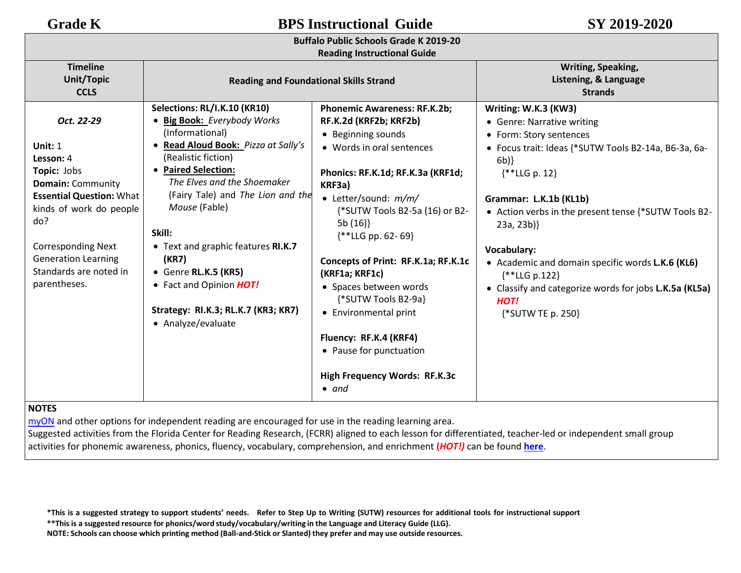**Buffalo Public Schools Grade K 2019-20**
**Reading Instructional Guide**

| Timeline Unit/Topic CCLS | Reading and Foundational Skills Strand | | Writing, Speaking, Listening, & Language Strands |
|---|---|---|---|
| *Oct. 22-29*<br><br>**Unit:** 1<br>**Lesson:** 4<br>**Topic:** Jobs<br>**Domain:** Community<br>**Essential Question:** What kinds of work do people do?<br><br>Corresponding Next Generation Learning Standards are noted in parentheses. | **Selections: RL/I.K.10 (KR10)**<br>• **Big Book:** *Everybody Works* (Informational)<br>• **Read Aloud Book:** *Pizza at Sally's* (Realistic fiction)<br>• **Paired Selection:** *The Elves and the Shoemaker* (Fairy Tale) and *The Lion and the Mouse* (Fable)<br><br>**Skill:**<br>• Text and graphic features **RI.K.7 (KR7)**<br>• Genre **RL.K.5 (KR5)**<br>• Fact and Opinion ***HOT!***<br><br>**Strategy: RI.K.3; RL.K.7 (KR3; KR7)**<br>• Analyze/evaluate | **Phonemic Awareness: RF.K.2b; RF.K.2d (KRF2b; KRF2b)**<br>• Beginning sounds<br>• Words in oral sentences<br><br>**Phonics: RF.K.1d; RF.K.3a (KRF1d; KRF3a)**<br>• Letter/sound: *m/m/* {*SUTW Tools B2-5a (16) or B2-5b (16)} {**LLG pp. 62- 69}<br><br>**Concepts of Print: RF.K.1a; RF.K.1c (KRF1a; KRF1c)**<br>• Spaces between words {*SUTW Tools B2-9a}<br>• Environmental print<br><br>**Fluency: RF.K.4 (KRF4)**<br>• Pause for punctuation<br><br>**High Frequency Words: RF.K.3c**<br>• *and* | **Writing: W.K.3 (KW3)**<br>• Genre: Narrative writing<br>• Form: Story sentences<br>• Focus trait: Ideas {*SUTW Tools B2-14a, B6-3a, 6a-6b)} {**LLG p. 12}<br><br>**Grammar: L.K.1b (KL1b)**<br>• Action verbs in the present tense {*SUTW Tools B2-23a, 23b)}<br><br>**Vocabulary:**<br>• Academic and domain specific words **L.K.6 (KL6)** {**LLG p.122}<br>• Classify and categorize words for jobs **L.K.5a (KL5a)** ***HOT!*** {*SUTW TE p. 250} |

**NOTES**

myON and other options for independent reading are encouraged for use in the reading learning area.
Suggested activities from the Florida Center for Reading Research, (FCRR) aligned to each lesson for differentiated, teacher-led or independent small group activities for phonemic awareness, phonics, fluency, vocabulary, comprehension, and enrichment (***HOT!)*** can be found **here**.

**\*This is a suggested strategy to support students' needs. Refer to Step Up to Writing (SUTW) resources for additional tools for instructional support**
**\*\*This is a suggested resource for phonics/word study/vocabulary/writing in the Language and Literacy Guide (LLG).**
**NOTE: Schools can choose which printing method (Ball-and-Stick or Slanted) they prefer and may use outside resources.**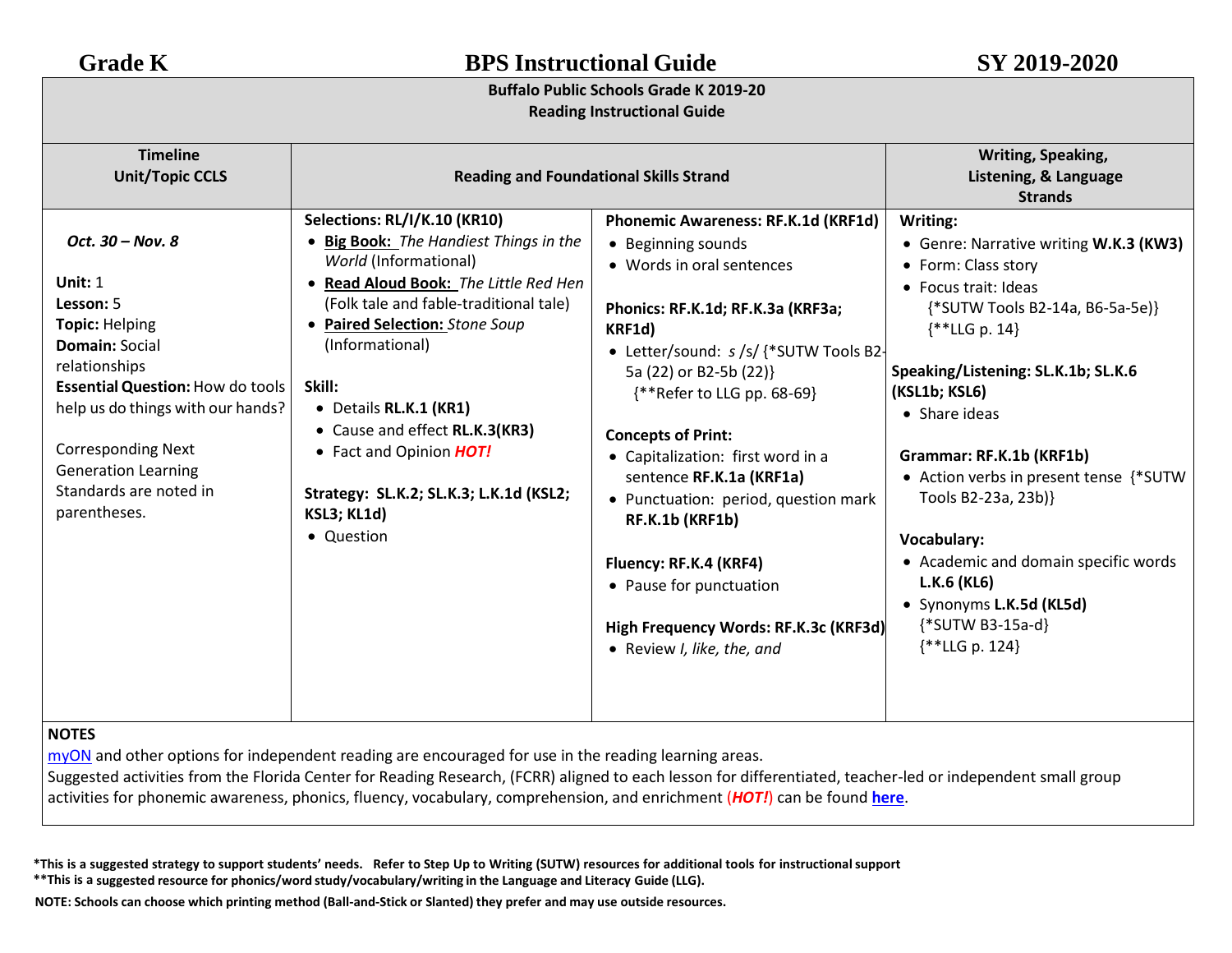**Grade K** **BPS Instructional Guide** **SY 2019-2020**

**Buffalo Public Schools Grade K 2019-20**
**Reading Instructional Guide**

| Timeline Unit/Topic CCLS | Reading and Foundational Skills Strand | | Writing, Speaking, Listening, & Language Strands |
|---|---|---|---|
| *Oct. 30 – Nov. 8*<br><br>**Unit:** 1<br>**Lesson:** 5<br>**Topic:** Helping<br>**Domain:** Social relationships<br>**Essential Question:** How do tools help us do things with our hands?<br><br>Corresponding Next Generation Learning Standards are noted in parentheses. | **Selections: RL/I/K.10 (KR10)**<br>• **Big Book:** *The Handiest Things in the World* (Informational)<br>• **Read Aloud Book:** *The Little Red Hen* (Folk tale and fable-traditional tale)<br>• **Paired Selection:** *Stone Soup* (Informational)<br><br>**Skill:**<br>• Details **RL.K.1 (KR1)**<br>• Cause and effect **RL.K.3(KR3)**<br>• Fact and Opinion ***HOT!***<br><br>**Strategy: SL.K.2; SL.K.3; L.K.1d (KSL2; KSL3; KL1d)**<br>• Question | **Phonemic Awareness: RF.K.1d (KRF1d)**<br>• Beginning sounds<br>• Words in oral sentences<br><br>**Phonics: RF.K.1d; RF.K.3a (KRF3a; KRF1d)**<br>• Letter/sound: *s* /s/ {*SUTW Tools B2-5a (22) or B2-5b (22)}<br>{**Refer to LLG pp. 68-69}<br><br>**Concepts of Print:**<br>• Capitalization: first word in a sentence **RF.K.1a (KRF1a)**<br>• Punctuation: period, question mark **RF.K.1b (KRF1b)**<br><br>**Fluency: RF.K.4 (KRF4)**<br>• Pause for punctuation<br><br>**High Frequency Words: RF.K.3c (KRF3d)**<br>• Review *I, like, the, and* | **Writing:**<br>• Genre: Narrative writing **W.K.3 (KW3)**<br>• Form: Class story<br>• Focus trait: Ideas<br>{*SUTW Tools B2-14a, B6-5a-5e)}<br>{**LLG p. 14}<br><br>**Speaking/Listening: SL.K.1b; SL.K.6 (KSL1b; KSL6)**<br>• Share ideas<br><br>**Grammar: RF.K.1b (KRF1b)**<br>• Action verbs in present tense {*SUTW Tools B2-23a, 23b)}<br><br>**Vocabulary:**<br>• Academic and domain specific words **L.K.6 (KL6)**<br>• Synonyms **L.K.5d (KL5d)**<br>{*SUTW B3-15a-d}<br>{**LLG p. 124} |

**NOTES**

myON and other options for independent reading are encouraged for use in the reading learning areas.
Suggested activities from the Florida Center for Reading Research, (FCRR) aligned to each lesson for differentiated, teacher-led or independent small group activities for phonemic awareness, phonics, fluency, vocabulary, comprehension, and enrichment (***HOT!***) can be found **here**.

**\*This is a suggested strategy to support students' needs. Refer to Step Up to Writing (SUTW) resources for additional tools for instructional support**
**\*\*This is a suggested resource for phonics/word study/vocabulary/writing in the Language and Literacy Guide (LLG).**

**NOTE: Schools can choose which printing method (Ball-and-Stick or Slanted) they prefer and may use outside resources.**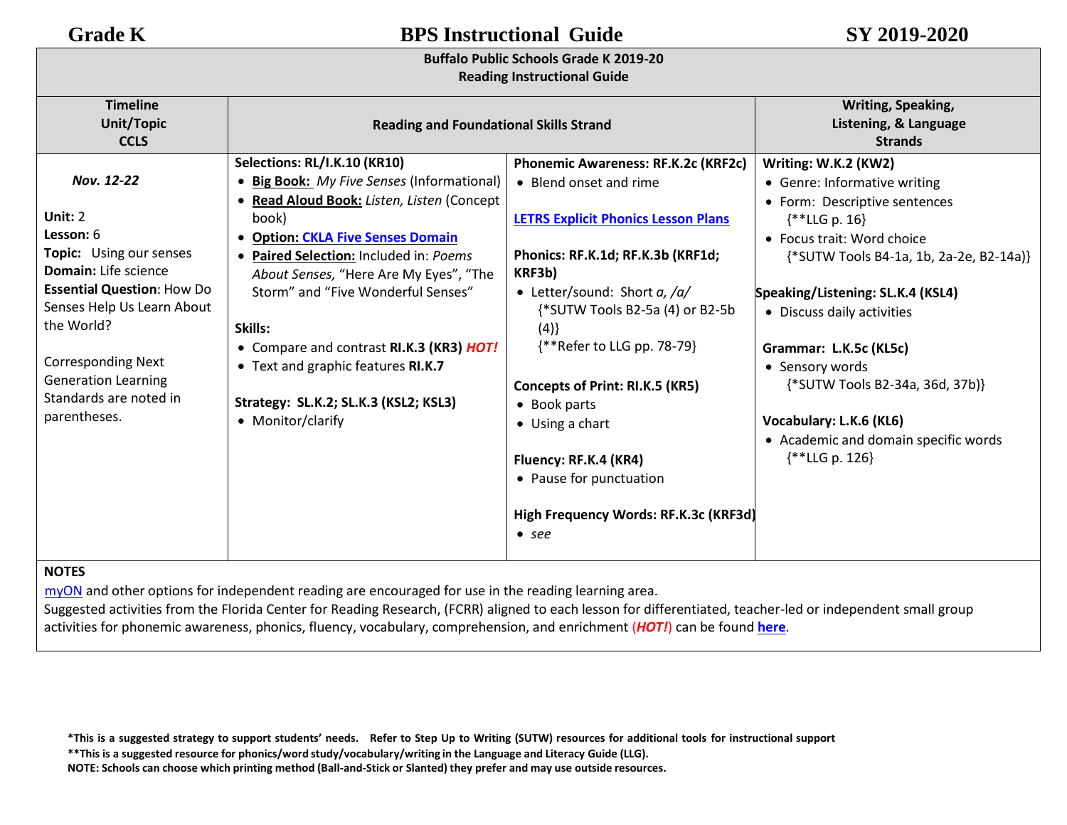Grade K BPS Instructional Guide SY 2019-2020

**Buffalo Public Schools Grade K 2019-20**
**Reading Instructional Guide**

| Timeline<br>Unit/Topic<br>CCLS | Reading and Foundational Skills Strand | | Writing, Speaking, Listening, & Language Strands |
|---|---|---|---|
| ***Nov. 12-22***<br><br>**Unit:** 2<br>**Lesson:** 6<br>**Topic:** Using our senses<br>**Domain:** Life science<br>**Essential Question**: How Do Senses Help Us Learn About the World?<br><br>Corresponding Next Generation Learning Standards are noted in parentheses. | **Selections: RL/I.K.10 (KR10)**<br>• **Big Book:** *My Five Senses* (Informational)<br>• **Read Aloud Book:** *Listen, Listen* (Concept book)<br>• **Option: CKLA Five Senses Domain**<br>• **Paired Selection:** Included in: *Poems About Senses,* "Here Are My Eyes", "The Storm" and "Five Wonderful Senses"<br><br>**Skills:**<br>• Compare and contrast **RI.K.3 (KR3)** ***HOT!***<br>• Text and graphic features **RI.K.7**<br><br>**Strategy: SL.K.2; SL.K.3 (KSL2; KSL3)**<br>• Monitor/clarify | **Phonemic Awareness: RF.K.2c (KRF2c)**<br>• Blend onset and rime<br><br>**LETRS Explicit Phonics Lesson Plans**<br><br>**Phonics: RF.K.1d; RF.K.3b (KRF1d; KRF3b)**<br>• Letter/sound: Short *a, /a/*<br>{*SUTW Tools B2-5a (4) or B2-5b (4)}<br>{**Refer to LLG pp. 78-79}<br><br>**Concepts of Print: RI.K.5 (KR5)**<br>• Book parts<br>• Using a chart<br><br>**Fluency: RF.K.4 (KR4)**<br>• Pause for punctuation<br><br>**High Frequency Words: RF.K.3c (KRF3d)**<br>• *see* | **Writing: W.K.2 (KW2)**<br>• Genre: Informative writing<br>• Form: Descriptive sentences<br>{**LLG p. 16}<br>• Focus trait: Word choice<br>{*SUTW Tools B4-1a, 1b, 2a-2e, B2-14a)}<br><br>**Speaking/Listening: SL.K.4 (KSL4)**<br>• Discuss daily activities<br><br>**Grammar: L.K.5c (KL5c)**<br>• Sensory words<br>{*SUTW Tools B2-34a, 36d, 37b)}<br><br>**Vocabulary: L.K.6 (KL6)**<br>• Academic and domain specific words<br>{**LLG p. 126} |

**NOTES**

myON and other options for independent reading are encouraged for use in the reading learning area.
Suggested activities from the Florida Center for Reading Research, (FCRR) aligned to each lesson for differentiated, teacher-led or independent small group activities for phonemic awareness, phonics, fluency, vocabulary, comprehension, and enrichment (***HOT!***) can be found **here**.

**\*This is a suggested strategy to support students' needs. Refer to Step Up to Writing (SUTW) resources for additional tools for instructional support**
**\*\*This is a suggested resource for phonics/word study/vocabulary/writing in the Language and Literacy Guide (LLG).**
**NOTE: Schools can choose which printing method (Ball-and-Stick or Slanted) they prefer and may use outside resources.**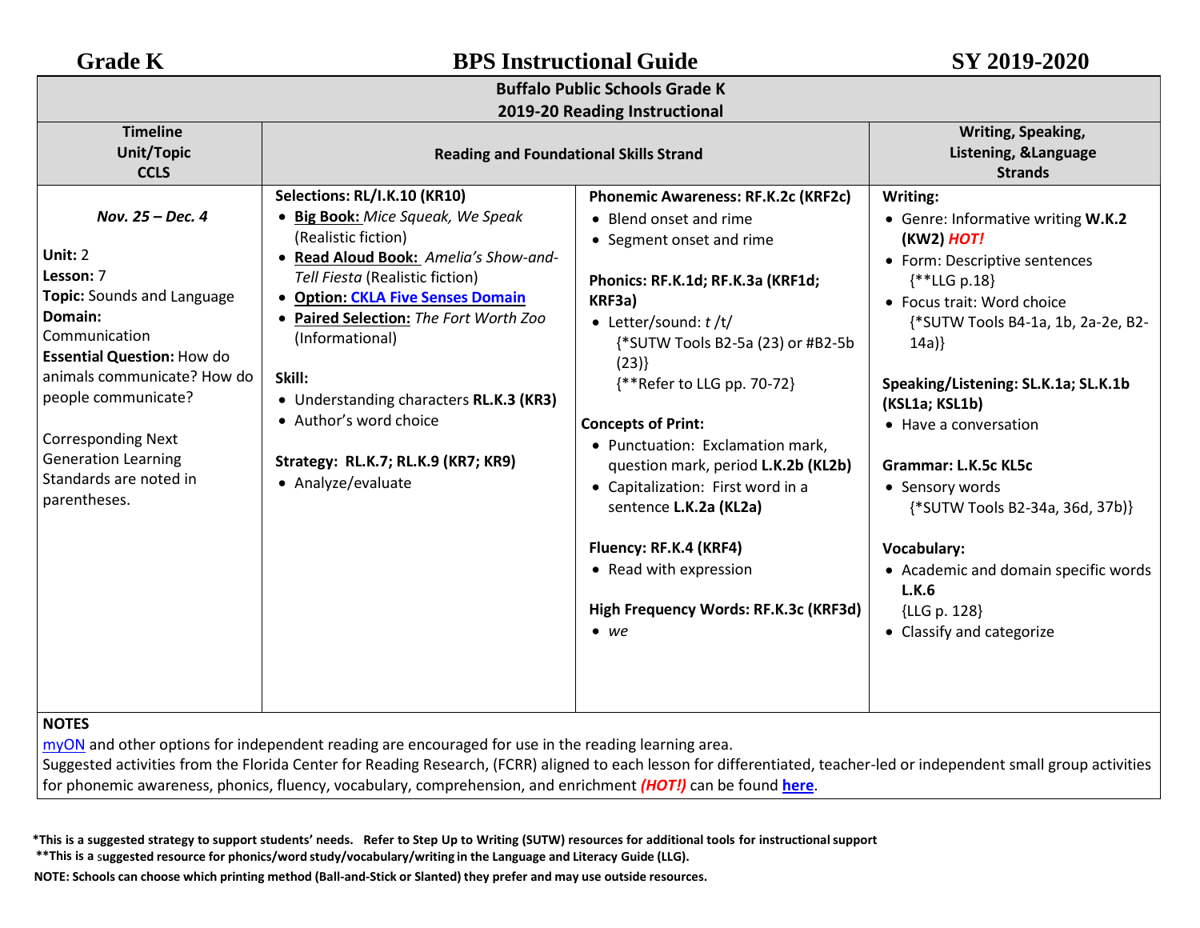**Grade K** **BPS Instructional Guide** **SY 2019-2020**

| Buffalo Public Schools Grade K<br>2019-20 Reading Instructional | | | |
|---|---|---|---|
| **Timeline<br>Unit/Topic<br>CCLS** | **Reading and Foundational Skills Strand** | | **Writing, Speaking, Listening, &Language Strands** |
| ***Nov. 25 – Dec. 4***<br><br>**Unit:** 2<br>**Lesson:** 7<br>**Topic:** Sounds and Language<br>**Domain:** Communication<br>**Essential Question:** How do animals communicate? How do people communicate?<br><br>Corresponding Next Generation Learning Standards are noted in parentheses. | **Selections: RL/I.K.10 (KR10)**<br>• **Big Book:** *Mice Squeak, We Speak* (Realistic fiction)<br>• **Read Aloud Book:** *Amelia's Show-and-Tell Fiesta* (Realistic fiction)<br>• **Option: CKLA Five Senses Domain**<br>• **Paired Selection:** *The Fort Worth Zoo* (Informational)<br><br>**Skill:**<br>• Understanding characters **RL.K.3 (KR3)**<br>• Author's word choice<br><br>**Strategy: RL.K.7; RL.K.9 (KR7; KR9)**<br>• Analyze/evaluate | **Phonemic Awareness: RF.K.2c (KRF2c)**<br>• Blend onset and rime<br>• Segment onset and rime<br><br>**Phonics: RF.K.1d; RF.K.3a (KRF1d; KRF3a)**<br>• Letter/sound: *t* /t/ {*SUTW Tools B2-5a (23) or #B2-5b (23)} {**Refer to LLG pp. 70-72}<br><br>**Concepts of Print:**<br>• Punctuation: Exclamation mark, question mark, period **L.K.2b (KL2b)**<br>• Capitalization: First word in a sentence **L.K.2a (KL2a)**<br><br>**Fluency: RF.K.4 (KRF4)**<br>• Read with expression<br><br>**High Frequency Words: RF.K.3c (KRF3d)**<br>• *we* | **Writing:**<br>• Genre: Informative writing **W.K.2 (KW2)** ***HOT!***<br>• Form: Descriptive sentences {**LLG p.18}<br>• Focus trait: Word choice {*SUTW Tools B4-1a, 1b, 2a-2e, B2-14a)}<br><br>**Speaking/Listening: SL.K.1a; SL.K.1b (KSL1a; KSL1b)**<br>• Have a conversation<br><br>**Grammar: L.K.5c KL5c**<br>• Sensory words {*SUTW Tools B2-34a, 36d, 37b)}<br><br>**Vocabulary:**<br>• Academic and domain specific words **L.K.6** {LLG p. 128}<br>• Classify and categorize |

**NOTES**

myON and other options for independent reading are encouraged for use in the reading learning area.
Suggested activities from the Florida Center for Reading Research, (FCRR) aligned to each lesson for differentiated, teacher-led or independent small group activities for phonemic awareness, phonics, fluency, vocabulary, comprehension, and enrichment ***(HOT!)*** can be found **here**.

***This is a suggested strategy to support students' needs. Refer to Step Up to Writing (SUTW) resources for additional tools for instructional support**
****This is a suggested resource for phonics/word study/vocabulary/writing in the Language and Literacy Guide (LLG).**
**NOTE: Schools can choose which printing method (Ball-and-Stick or Slanted) they prefer and may use outside resources.**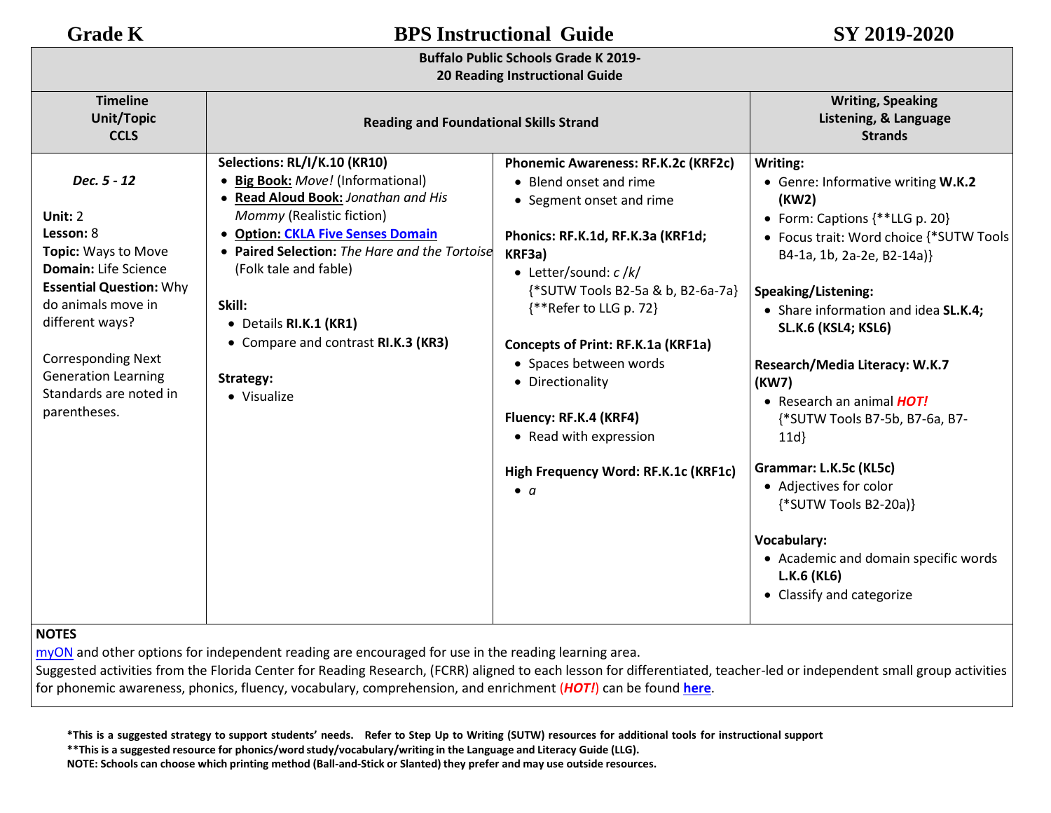# Grade K BPS Instructional Guide SY 2019-2020

## Buffalo Public Schools Grade K 2019-20 Reading Instructional Guide

| Timeline Unit/Topic CCLS | Reading and Foundational Skills Strand | | Writing, Speaking Listening, & Language Strands |
|---|---|---|---|
| ***Dec. 5 - 12***<br><br>**Unit:** 2<br>**Lesson:** 8<br>**Topic:** Ways to Move<br>**Domain:** Life Science<br>**Essential Question:** Why do animals move in different ways?<br><br>Corresponding Next Generation Learning Standards are noted in parentheses. | **Selections: RL/I/K.10 (KR10)**<br>• **Big Book:** *Move!* (Informational)<br>• **Read Aloud Book:** *Jonathan and His Mommy* (Realistic fiction)<br>• **Option: CKLA Five Senses Domain**<br>• **Paired Selection:** *The Hare and the Tortoise* (Folk tale and fable)<br><br>**Skill:**<br>• Details **RI.K.1 (KR1)**<br>• Compare and contrast **RI.K.3 (KR3)**<br><br>**Strategy:**<br>• Visualize | **Phonemic Awareness: RF.K.2c (KRF2c)**<br>• Blend onset and rime<br>• Segment onset and rime<br><br>**Phonics: RF.K.1d, RF.K.3a (KRF1d; KRF3a)**<br>• Letter/sound: *c* /*k*/ {*SUTW Tools B2-5a & b, B2-6a-7a} {**Refer to LLG p. 72}<br><br>**Concepts of Print: RF.K.1a (KRF1a)**<br>• Spaces between words<br>• Directionality<br><br>**Fluency: RF.K.4 (KRF4)**<br>• Read with expression<br><br>**High Frequency Word: RF.K.1c (KRF1c)**<br>• *a* | **Writing:**<br>• Genre: Informative writing **W.K.2 (KW2)**<br>• Form: Captions {**LLG p. 20}<br>• Focus trait: Word choice {*SUTW Tools B4-1a, 1b, 2a-2e, B2-14a)}<br><br>**Speaking/Listening:**<br>• Share information and idea **SL.K.4; SL.K.6 (KSL4; KSL6)**<br><br>**Research/Media Literacy: W.K.7 (KW7)**<br>• Research an animal ***HOT!*** {*SUTW Tools B7-5b, B7-6a, B7-11d}<br><br>**Grammar: L.K.5c (KL5c)**<br>• Adjectives for color {*SUTW Tools B2-20a)}<br><br>**Vocabulary:**<br>• Academic and domain specific words **L.K.6 (KL6)**<br>• Classify and categorize |

**NOTES**

myON and other options for independent reading are encouraged for use in the reading learning area.
Suggested activities from the Florida Center for Reading Research, (FCRR) aligned to each lesson for differentiated, teacher-led or independent small group activities for phonemic awareness, phonics, fluency, vocabulary, comprehension, and enrichment (***HOT!***) can be found **here**.

**\*This is a suggested strategy to support students' needs. Refer to Step Up to Writing (SUTW) resources for additional tools for instructional support**
**\*\*This is a suggested resource for phonics/word study/vocabulary/writing in the Language and Literacy Guide (LLG).**
**NOTE: Schools can choose which printing method (Ball-and-Stick or Slanted) they prefer and may use outside resources.**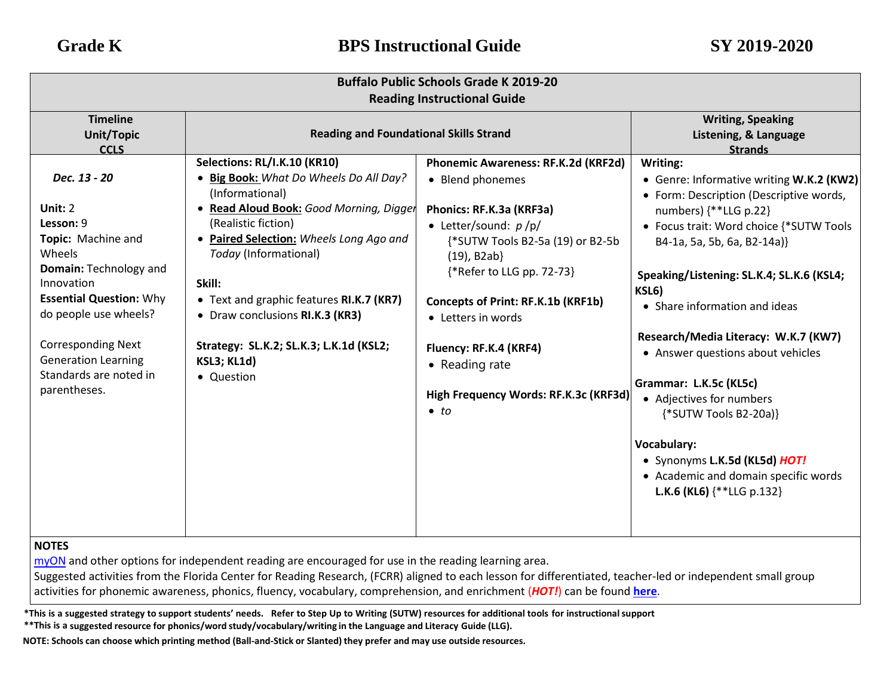# Grade K — BPS Instructional Guide — SY 2019-2020

| Buffalo Public Schools Grade K 2019-20<br>Reading Instructional Guide | | | |
|---|---|---|---|
| **Timeline<br>Unit/Topic<br>CCLS** | **Reading and Foundational Skills Strand** | | **Writing, Speaking Listening, & Language Strands** |
| ***Dec. 13 - 20***<br><br>**Unit:** 2<br>**Lesson:** 9<br>**Topic:** Machine and Wheels<br>**Domain:** Technology and Innovation<br>**Essential Question:** Why do people use wheels?<br><br>Corresponding Next Generation Learning Standards are noted in parentheses. | **Selections: RL/I.K.10 (KR10)**<br>• **Big Book:** *What Do Wheels Do All Day?* (Informational)<br>• **Read Aloud Book:** *Good Morning, Digger* (Realistic fiction)<br>• **Paired Selection:** *Wheels Long Ago and Today* (Informational)<br><br>**Skill:**<br>• Text and graphic features **RI.K.7 (KR7)**<br>• Draw conclusions **RI.K.3 (KR3)**<br><br>**Strategy: SL.K.2; SL.K.3; L.K.1d (KSL2; KSL3; KL1d)**<br>• Question | **Phonemic Awareness: RF.K.2d (KRF2d)**<br>• Blend phonemes<br><br>**Phonics: RF.K.3a (KRF3a)**<br>• Letter/sound: *p* /p/ {*SUTW Tools B2-5a (19) or B2-5b (19), B2ab} {*Refer to LLG pp. 72-73}<br><br>**Concepts of Print: RF.K.1b (KRF1b)**<br>• Letters in words<br><br>**Fluency: RF.K.4 (KRF4)**<br>• Reading rate<br><br>**High Frequency Words: RF.K.3c (KRF3d)**<br>• *to* | **Writing:**<br>• Genre: Informative writing **W.K.2 (KW2)**<br>• Form: Description (Descriptive words, numbers) {**LLG p.22}<br>• Focus trait: Word choice {*SUTW Tools B4-1a, 5a, 5b, 6a, B2-14a)}<br><br>**Speaking/Listening: SL.K.4; SL.K.6 (KSL4; KSL6)**<br>• Share information and ideas<br><br>**Research/Media Literacy: W.K.7 (KW7)**<br>• Answer questions about vehicles<br><br>**Grammar: L.K.5c (KL5c)**<br>• Adjectives for numbers {*SUTW Tools B2-20a)}<br><br>**Vocabulary:**<br>• Synonyms **L.K.5d (KL5d)** ***HOT!***<br>• Academic and domain specific words **L.K.6 (KL6)** {**LLG p.132} |

**NOTES**

myON and other options for independent reading are encouraged for use in the reading learning area.
Suggested activities from the Florida Center for Reading Research, (FCRR) aligned to each lesson for differentiated, teacher-led or independent small group activities for phonemic awareness, phonics, fluency, vocabulary, comprehension, and enrichment (***HOT!***) can be found **here**.

**\*This is a suggested strategy to support students' needs. Refer to Step Up to Writing (SUTW) resources for additional tools for instructional support**
**\*\*This is a suggested resource for phonics/word study/vocabulary/writing in the Language and Literacy Guide (LLG).**
**NOTE: Schools can choose which printing method (Ball-and-Stick or Slanted) they prefer and may use outside resources.**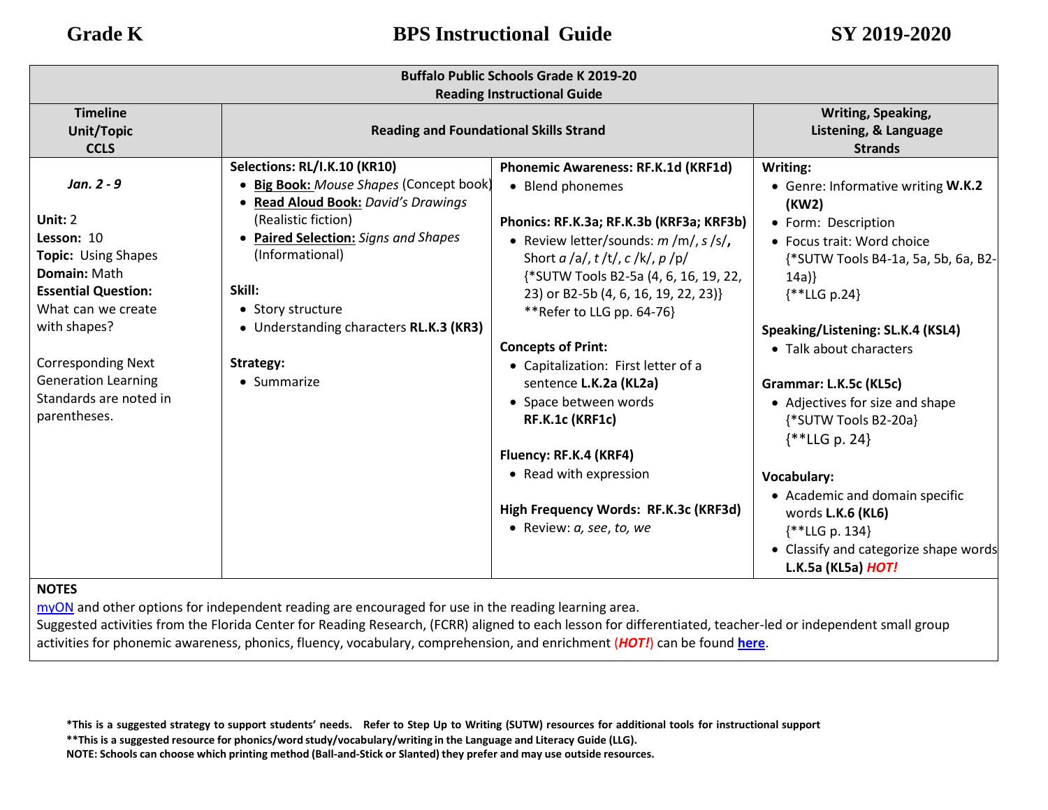**Grade K** **BPS Instructional Guide** **SY 2019-2020**

| **Buffalo Public Schools Grade K 2019-20<br>Reading Instructional Guide** | | | |
|---|---|---|---|
| **Timeline<br>Unit/Topic<br>CCLS** | **Reading and Foundational Skills Strand** | | **Writing, Speaking, Listening, & Language Strands** |
| ***Jan. 2 - 9***<br><br>**Unit:** 2<br>**Lesson:** 10<br>**Topic:** Using Shapes<br>**Domain:** Math<br>**Essential Question:** What can we create with shapes?<br><br>Corresponding Next Generation Learning Standards are noted in parentheses. | **Selections: RL/I.K.10 (KR10)**<br>• **Big Book:** *Mouse Shapes* (Concept book)<br>• **Read Aloud Book:** *David's Drawings* (Realistic fiction)<br>• **Paired Selection:** *Signs and Shapes* (Informational)<br><br>**Skill:**<br>• Story structure<br>• Understanding characters **RL.K.3 (KR3)**<br><br>**Strategy:**<br>• Summarize | **Phonemic Awareness: RF.K.1d (KRF1d)**<br>• Blend phonemes<br><br>**Phonics: RF.K.3a; RF.K.3b (KRF3a; KRF3b)**<br>• Review letter/sounds: *m* /m/, *s* /s/, Short *a* /a/, *t* /t/, *c* /k/, *p* /p/ {*SUTW Tools B2-5a (4, 6, 16, 19, 22, 23) or B2-5b (4, 6, 16, 19, 22, 23)} **Refer to LLG pp. 64-76}<br><br>**Concepts of Print:**<br>• Capitalization: First letter of a sentence **L.K.2a (KL2a)**<br>• Space between words **RF.K.1c (KRF1c)**<br><br>**Fluency: RF.K.4 (KRF4)**<br>• Read with expression<br><br>**High Frequency Words: RF.K.3c (KRF3d)**<br>• Review: *a, see, to, we* | **Writing:**<br>• Genre: Informative writing **W.K.2 (KW2)**<br>• Form: Description<br>• Focus trait: Word choice {*SUTW Tools B4-1a, 5a, 5b, 6a, B2-14a)} {**LLG p.24}<br><br>**Speaking/Listening: SL.K.4 (KSL4)**<br>• Talk about characters<br><br>**Grammar: L.K.5c (KL5c)**<br>• Adjectives for size and shape {*SUTW Tools B2-20a} {**LLG p. 24}<br><br>**Vocabulary:**<br>• Academic and domain specific words **L.K.6 (KL6)** {**LLG p. 134}<br>• Classify and categorize shape words **L.K.5a (KL5a)** ***HOT!*** |
| **NOTES**<br>myON and other options for independent reading are encouraged for use in the reading learning area.<br>Suggested activities from the Florida Center for Reading Research, (FCRR) aligned to each lesson for differentiated, teacher-led or independent small group activities for phonemic awareness, phonics, fluency, vocabulary, comprehension, and enrichment (***HOT!***) can be found **here**. | | | |

***This is a suggested strategy to support students' needs. Refer to Step Up to Writing (SUTW) resources for additional tools for instructional support**
****This is a suggested resource for phonics/word study/vocabulary/writing in the Language and Literacy Guide (LLG).**
**NOTE: Schools can choose which printing method (Ball-and-Stick or Slanted) they prefer and may use outside resources.**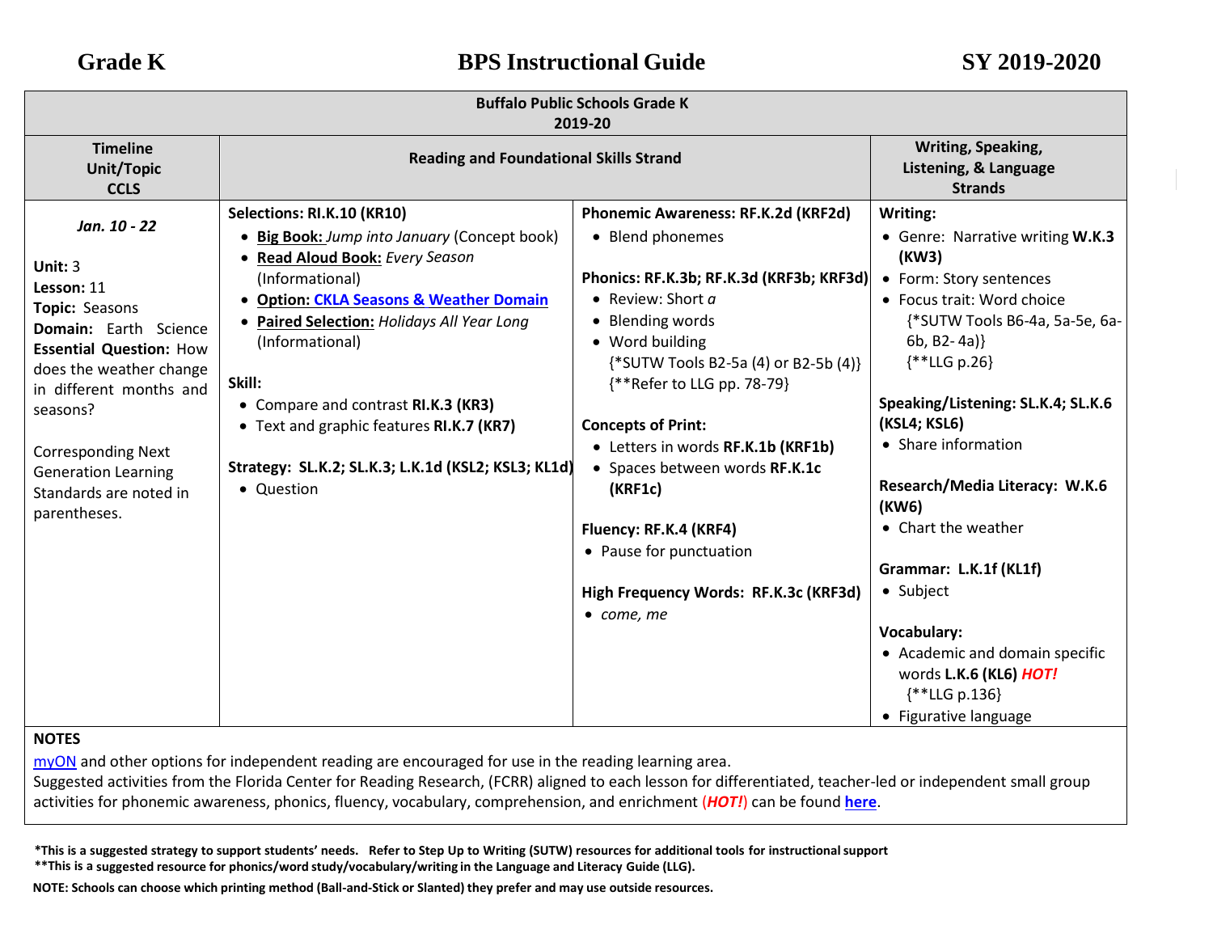**Grade K** **BPS Instructional Guide** **SY 2019-2020**

| Buffalo Public Schools Grade K 2019-20 | | | |
|---|---|---|---|
| **Timeline Unit/Topic CCLS** | **Reading and Foundational Skills Strand** | | **Writing, Speaking, Listening, & Language Strands** |
| ***Jan. 10 - 22***<br><br>**Unit:** 3<br>**Lesson:** 11<br>**Topic:** Seasons<br>**Domain:** Earth Science<br>**Essential Question:** How does the weather change in different months and seasons?<br><br>Corresponding Next Generation Learning Standards are noted in parentheses. | **Selections: RI.K.10 (KR10)**<br>• **Big Book:** *Jump into January* (Concept book)<br>• **Read Aloud Book:** *Every Season* (Informational)<br>• **Option: CKLA Seasons & Weather Domain**<br>• **Paired Selection:** *Holidays All Year Long* (Informational)<br><br>**Skill:**<br>• Compare and contrast **RI.K.3 (KR3)**<br>• Text and graphic features **RI.K.7 (KR7)**<br><br>**Strategy: SL.K.2; SL.K.3; L.K.1d (KSL2; KSL3; KL1d)**<br>• Question | **Phonemic Awareness: RF.K.2d (KRF2d)**<br>• Blend phonemes<br><br>**Phonics: RF.K.3b; RF.K.3d (KRF3b; KRF3d)**<br>• Review: Short *a*<br>• Blending words<br>• Word building<br>{*SUTW Tools B2-5a (4) or B2-5b (4)}<br>{**Refer to LLG pp. 78-79}<br><br>**Concepts of Print:**<br>• Letters in words **RF.K.1b (KRF1b)**<br>• Spaces between words **RF.K.1c (KRF1c)**<br><br>**Fluency: RF.K.4 (KRF4)**<br>• Pause for punctuation<br><br>**High Frequency Words: RF.K.3c (KRF3d)**<br>• *come, me* | **Writing:**<br>• Genre: Narrative writing **W.K.3 (KW3)**<br>• Form: Story sentences<br>• Focus trait: Word choice<br>{*SUTW Tools B6-4a, 5a-5e, 6a-6b, B2- 4a)}<br>{**LLG p.26}<br><br>**Speaking/Listening: SL.K.4; SL.K.6 (KSL4; KSL6)**<br>• Share information<br><br>**Research/Media Literacy: W.K.6 (KW6)**<br>• Chart the weather<br><br>**Grammar: L.K.1f (KL1f)**<br>• Subject<br><br>**Vocabulary:**<br>• Academic and domain specific words **L.K.6 (KL6)** ***HOT!***<br>{**LLG p.136}<br>• Figurative language |

**NOTES**

myON and other options for independent reading are encouraged for use in the reading learning area.
Suggested activities from the Florida Center for Reading Research, (FCRR) aligned to each lesson for differentiated, teacher-led or independent small group activities for phonemic awareness, phonics, fluency, vocabulary, comprehension, and enrichment (***HOT!***) can be found **here**.

**\*This is a suggested strategy to support students' needs. Refer to Step Up to Writing (SUTW) resources for additional tools for instructional support**
**\*\*This is a suggested resource for phonics/word study/vocabulary/writing in the Language and Literacy Guide (LLG).**

**NOTE: Schools can choose which printing method (Ball-and-Stick or Slanted) they prefer and may use outside resources.**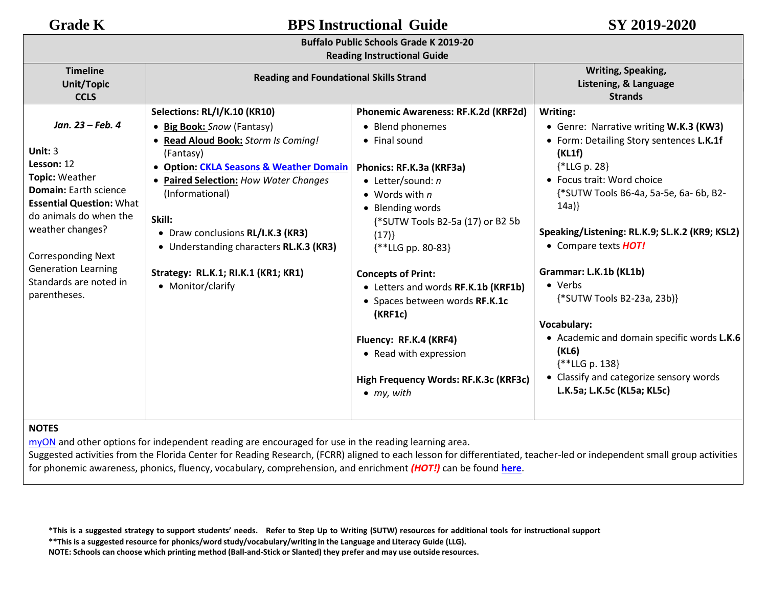# Grade K — BPS Instructional Guide — SY 2019-2020

**Buffalo Public Schools Grade K 2019-20**
**Reading Instructional Guide**

| Timeline Unit/Topic CCLS | Reading and Foundational Skills Strand | | Writing, Speaking, Listening, & Language Strands |
|---|---|---|---|
| ***Jan. 23 – Feb. 4***<br><br>**Unit:** 3<br>**Lesson:** 12<br>**Topic:** Weather<br>**Domain:** Earth science<br>**Essential Question:** What do animals do when the weather changes?<br><br>Corresponding Next Generation Learning Standards are noted in parentheses. | **Selections: RL/I/K.10 (KR10)**<br>• **Big Book:** *Snow* (Fantasy)<br>• **Read Aloud Book:** *Storm Is Coming!* (Fantasy)<br>• **Option: CKLA Seasons & Weather Domain**<br>• **Paired Selection:** *How Water Changes* (Informational)<br><br>**Skill:**<br>• Draw conclusions **RL/I.K.3 (KR3)**<br>• Understanding characters **RL.K.3 (KR3)**<br><br>**Strategy: RL.K.1; RI.K.1 (KR1; KR1)**<br>• Monitor/clarify | **Phonemic Awareness: RF.K.2d (KRF2d)**<br>• Blend phonemes<br>• Final sound<br><br>**Phonics: RF.K.3a (KRF3a)**<br>• Letter/sound: *n*<br>• Words with *n*<br>• Blending words<br>{*SUTW Tools B2-5a (17) or B2 5b (17)}<br>{**LLG pp. 80-83}<br><br>**Concepts of Print:**<br>• Letters and words **RF.K.1b (KRF1b)**<br>• Spaces between words **RF.K.1c (KRF1c)**<br><br>**Fluency: RF.K.4 (KRF4)**<br>• Read with expression<br><br>**High Frequency Words: RF.K.3c (KRF3c)**<br>• *my, with* | **Writing:**<br>• Genre: Narrative writing **W.K.3 (KW3)**<br>• Form: Detailing Story sentences **L.K.1f (KL1f)**<br>{*LLG p. 28}<br>• Focus trait: Word choice<br>{*SUTW Tools B6-4a, 5a-5e, 6a- 6b, B2-14a)}<br><br>**Speaking/Listening: RL.K.9; SL.K.2 (KR9; KSL2)**<br>• Compare texts ***HOT!***<br><br>**Grammar: L.K.1b (KL1b)**<br>• Verbs<br>{*SUTW Tools B2-23a, 23b)}<br><br>**Vocabulary:**<br>• Academic and domain specific words **L.K.6 (KL6)**<br>{**LLG p. 138}<br>• Classify and categorize sensory words **L.K.5a; L.K.5c (KL5a; KL5c)** |

**NOTES**

myON and other options for independent reading are encouraged for use in the reading learning area.
Suggested activities from the Florida Center for Reading Research, (FCRR) aligned to each lesson for differentiated, teacher-led or independent small group activities for phonemic awareness, phonics, fluency, vocabulary, comprehension, and enrichment ***(HOT!)*** can be found **here**.

**\*This is a suggested strategy to support students' needs. Refer to Step Up to Writing (SUTW) resources for additional tools for instructional support**
**\*\*This is a suggested resource for phonics/word study/vocabulary/writing in the Language and Literacy Guide (LLG).**
**NOTE: Schools can choose which printing method (Ball-and-Stick or Slanted) they prefer and may use outside resources.**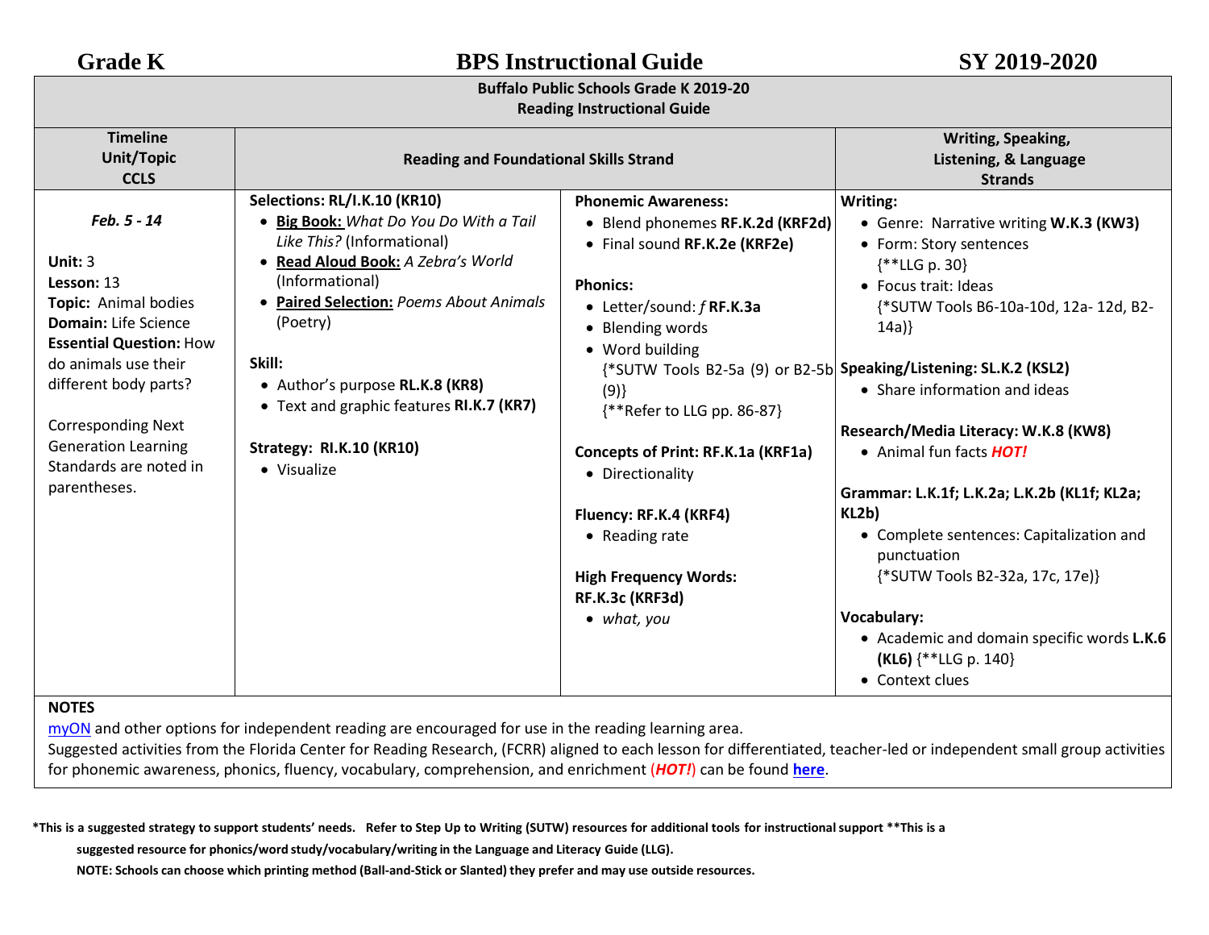# Grade K — BPS Instructional Guide — SY 2019-2020

**Buffalo Public Schools Grade K 2019-20**
**Reading Instructional Guide**

| Timeline<br>Unit/Topic<br>CCLS | Reading and Foundational Skills Strand | | Writing, Speaking, Listening, & Language Strands |
|---|---|---|---|
| ***Feb. 5 - 14***<br><br>**Unit:** 3<br>**Lesson:** 13<br>**Topic:** Animal bodies<br>**Domain:** Life Science<br>**Essential Question:** How do animals use their different body parts?<br><br>Corresponding Next Generation Learning Standards are noted in parentheses. | **Selections: RL/I.K.10 (KR10)**<br>• **Big Book:** *What Do You Do With a Tail Like This?* (Informational)<br>• **Read Aloud Book:** *A Zebra's World* (Informational)<br>• **Paired Selection:** *Poems About Animals* (Poetry)<br><br>**Skill:**<br>• Author's purpose **RL.K.8 (KR8)**<br>• Text and graphic features **RI.K.7 (KR7)**<br><br>**Strategy: RI.K.10 (KR10)**<br>• Visualize | **Phonemic Awareness:**<br>• Blend phonemes **RF.K.2d (KRF2d)**<br>• Final sound **RF.K.2e (KRF2e)**<br><br>**Phonics:**<br>• Letter/sound: *f* **RF.K.3a**<br>• Blending words<br>• Word building {*SUTW Tools B2-5a (9) or B2-5b (9)} {**Refer to LLG pp. 86-87}<br><br>**Concepts of Print: RF.K.1a (KRF1a)**<br>• Directionality<br><br>**Fluency: RF.K.4 (KRF4)**<br>• Reading rate<br><br>**High Frequency Words: RF.K.3c (KRF3d)**<br>• *what, you* | **Writing:**<br>• Genre: Narrative writing **W.K.3 (KW3)**<br>• Form: Story sentences {**LLG p. 30}<br>• Focus trait: Ideas {*SUTW Tools B6-10a-10d, 12a- 12d, B2-14a)}<br><br>**Speaking/Listening: SL.K.2 (KSL2)**<br>• Share information and ideas<br><br>**Research/Media Literacy: W.K.8 (KW8)**<br>• Animal fun facts ***HOT!***<br><br>**Grammar: L.K.1f; L.K.2a; L.K.2b (KL1f; KL2a; KL2b)**<br>• Complete sentences: Capitalization and punctuation {*SUTW Tools B2-32a, 17c, 17e)}<br><br>**Vocabulary:**<br>• Academic and domain specific words **L.K.6 (KL6)** {**LLG p. 140}<br>• Context clues |

**NOTES**
myON and other options for independent reading are encouraged for use in the reading learning area.
Suggested activities from the Florida Center for Reading Research, (FCRR) aligned to each lesson for differentiated, teacher-led or independent small group activities for phonemic awareness, phonics, fluency, vocabulary, comprehension, and enrichment (***HOT!***) can be found **here**.

**\*This is a suggested strategy to support students' needs. Refer to Step Up to Writing (SUTW) resources for additional tools for instructional support \*\*This is a suggested resource for phonics/word study/vocabulary/writing in the Language and Literacy Guide (LLG).**
**NOTE: Schools can choose which printing method (Ball-and-Stick or Slanted) they prefer and may use outside resources.**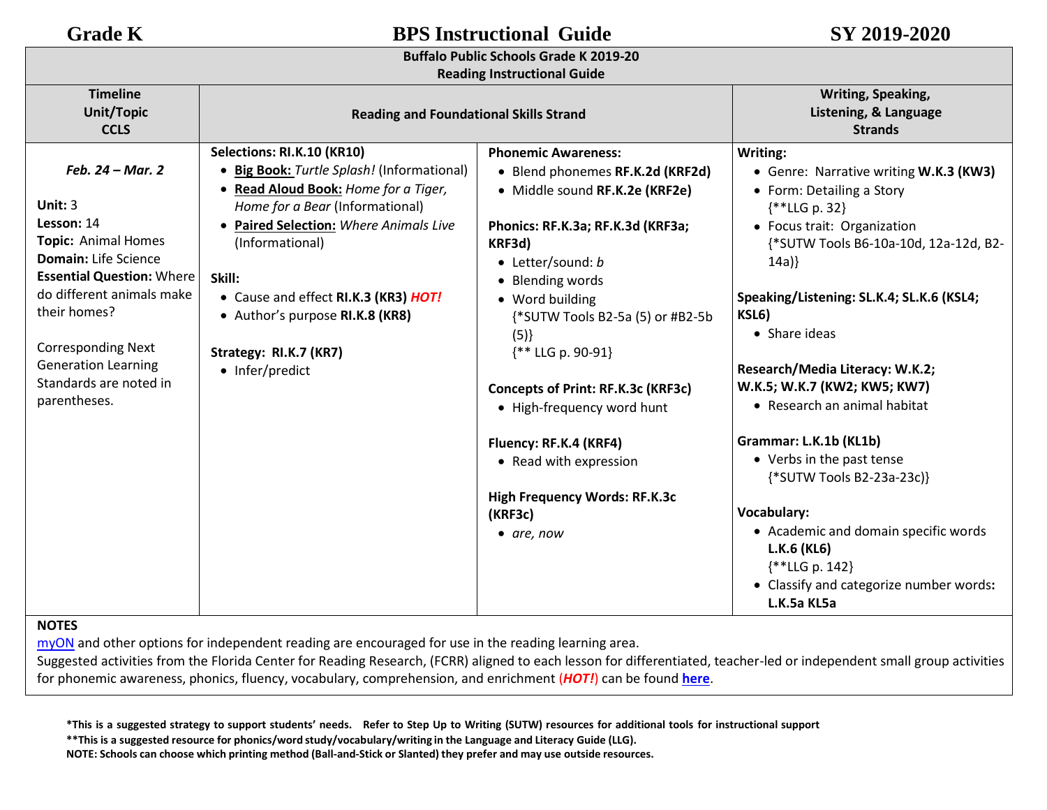**Buffalo Public Schools Grade K 2019-20**
**Reading Instructional Guide**

| Timeline Unit/Topic CCLS | Reading and Foundational Skills Strand | | Writing, Speaking, Listening, & Language Strands |
|---|---|---|---|
| *Feb. 24 – Mar. 2*<br><br>**Unit:** 3<br>**Lesson:** 14<br>**Topic:** Animal Homes<br>**Domain:** Life Science<br>**Essential Question:** Where do different animals make their homes?<br><br>Corresponding Next Generation Learning Standards are noted in parentheses. | **Selections: RI.K.10 (KR10)**<br>• **Big Book:** *Turtle Splash!* (Informational)<br>• **Read Aloud Book:** *Home for a Tiger, Home for a Bear* (Informational)<br>• **Paired Selection:** *Where Animals Live* (Informational)<br><br>**Skill:**<br>• Cause and effect **RI.K.3 (KR3)** ***HOT!***<br>• Author's purpose **RI.K.8 (KR8)**<br><br>**Strategy: RI.K.7 (KR7)**<br>• Infer/predict | **Phonemic Awareness:**<br>• Blend phonemes **RF.K.2d (KRF2d)**<br>• Middle sound **RF.K.2e (KRF2e)**<br><br>**Phonics: RF.K.3a; RF.K.3d (KRF3a; KRF3d)**<br>• Letter/sound: *b*<br>• Blending words<br>• Word building {*SUTW Tools B2-5a (5) or #B2-5b (5)} {** LLG p. 90-91}<br><br>**Concepts of Print: RF.K.3c (KRF3c)**<br>• High-frequency word hunt<br><br>**Fluency: RF.K.4 (KRF4)**<br>• Read with expression<br><br>**High Frequency Words: RF.K.3c (KRF3c)**<br>• *are, now* | **Writing:**<br>• Genre: Narrative writing **W.K.3 (KW3)**<br>• Form: Detailing a Story {**LLG p. 32}<br>• Focus trait: Organization {*SUTW Tools B6-10a-10d, 12a-12d, B2-14a)}<br><br>**Speaking/Listening: SL.K.4; SL.K.6 (KSL4; KSL6)**<br>• Share ideas<br><br>**Research/Media Literacy: W.K.2; W.K.5; W.K.7 (KW2; KW5; KW7)**<br>• Research an animal habitat<br><br>**Grammar: L.K.1b (KL1b)**<br>• Verbs in the past tense {*SUTW Tools B2-23a-23c)}<br><br>**Vocabulary:**<br>• Academic and domain specific words **L.K.6 (KL6)** {**LLG p. 142}<br>• Classify and categorize number words**: L.K.5a KL5a** |

**NOTES**

myON and other options for independent reading are encouraged for use in the reading learning area.
Suggested activities from the Florida Center for Reading Research, (FCRR) aligned to each lesson for differentiated, teacher-led or independent small group activities for phonemic awareness, phonics, fluency, vocabulary, comprehension, and enrichment (***HOT!***) can be found **here**.

**\*This is a suggested strategy to support students' needs. Refer to Step Up to Writing (SUTW) resources for additional tools for instructional support**
**\*\*This is a suggested resource for phonics/word study/vocabulary/writing in the Language and Literacy Guide (LLG).**
**NOTE: Schools can choose which printing method (Ball-and-Stick or Slanted) they prefer and may use outside resources.**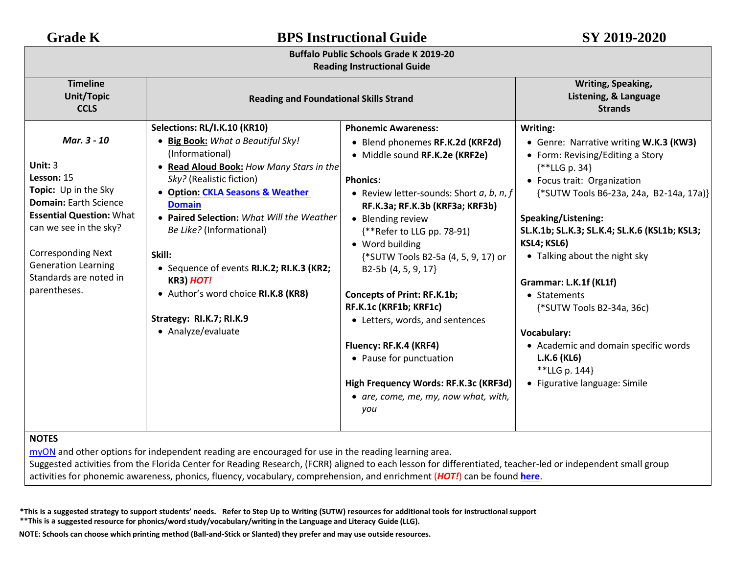**Grade K** | **BPS Instructional Guide** | **SY 2019-2020**

| **Buffalo Public Schools Grade K 2019-20<br>Reading Instructional Guide** | | | |
|---|---|---|---|
| **Timeline<br>Unit/Topic<br>CCLS** | **Reading and Foundational Skills Strand** | | **Writing, Speaking, Listening, & Language Strands** |
| ***Mar. 3 - 10***<br><br>**Unit:** 3<br>**Lesson:** 15<br>**Topic:** Up in the Sky<br>**Domain:** Earth Science<br>**Essential Question:** What can we see in the sky?<br><br>Corresponding Next Generation Learning Standards are noted in parentheses. | **Selections: RL/I.K.10 (KR10)**<br>• **Big Book:** *What a Beautiful Sky!* (Informational)<br>• **Read Aloud Book:** *How Many Stars in the Sky?* (Realistic fiction)<br>• **Option: CKLA Seasons & Weather Domain**<br>• **Paired Selection:** *What Will the Weather Be Like?* (Informational)<br><br>**Skill:**<br>• Sequence of events **RI.K.2; RI.K.3 (KR2; KR3)** ***HOT!***<br>• Author's word choice **RI.K.8 (KR8)**<br><br>**Strategy: RI.K.7; RI.K.9**<br>• Analyze/evaluate | **Phonemic Awareness:**<br>• Blend phonemes **RF.K.2d (KRF2d)**<br>• Middle sound **RF.K.2e (KRF2e)**<br><br>**Phonics:**<br>• Review letter-sounds: Short *a*, *b*, *n*, *f* **RF.K.3a; RF.K.3b (KRF3a; KRF3b)**<br>• Blending review {**Refer to LLG pp. 78-91)<br>• Word building {*SUTW Tools B2-5a (4, 5, 9, 17) or B2-5b (4, 5, 9, 17}<br><br>**Concepts of Print: RF.K.1b; RF.K.1c (KRF1b; KRF1c)**<br>• Letters, words, and sentences<br><br>**Fluency: RF.K.4 (KRF4)**<br>• Pause for punctuation<br><br>**High Frequency Words: RF.K.3c (KRF3d)**<br>• *are, come, me, my, now what, with, you* | **Writing:**<br>• Genre: Narrative writing **W.K.3 (KW3)**<br>• Form: Revising/Editing a Story {**LLG p. 34}<br>• Focus trait: Organization {*SUTW Tools B6-23a, 24a, B2-14a, 17a)}<br><br>**Speaking/Listening: SL.K.1b; SL.K.3; SL.K.4; SL.K.6 (KSL1b; KSL3; KSL4; KSL6)**<br>• Talking about the night sky<br><br>**Grammar: L.K.1f (KL1f)**<br>• Statements {*SUTW Tools B2-34a, 36c)<br><br>**Vocabulary:**<br>• Academic and domain specific words **L.K.6 (KL6)** **LLG p. 144}<br>• Figurative language: Simile |

**NOTES**
myON and other options for independent reading are encouraged for use in the reading learning area.
Suggested activities from the Florida Center for Reading Research, (FCRR) aligned to each lesson for differentiated, teacher-led or independent small group activities for phonemic awareness, phonics, fluency, vocabulary, comprehension, and enrichment (***HOT!***) can be found **here**.

**\*This is a suggested strategy to support students' needs. Refer to Step Up to Writing (SUTW) resources for additional tools for instructional support**
**\*\*This is a suggested resource for phonics/word study/vocabulary/writing in the Language and Literacy Guide (LLG).**
**NOTE: Schools can choose which printing method (Ball-and-Stick or Slanted) they prefer and may use outside resources.**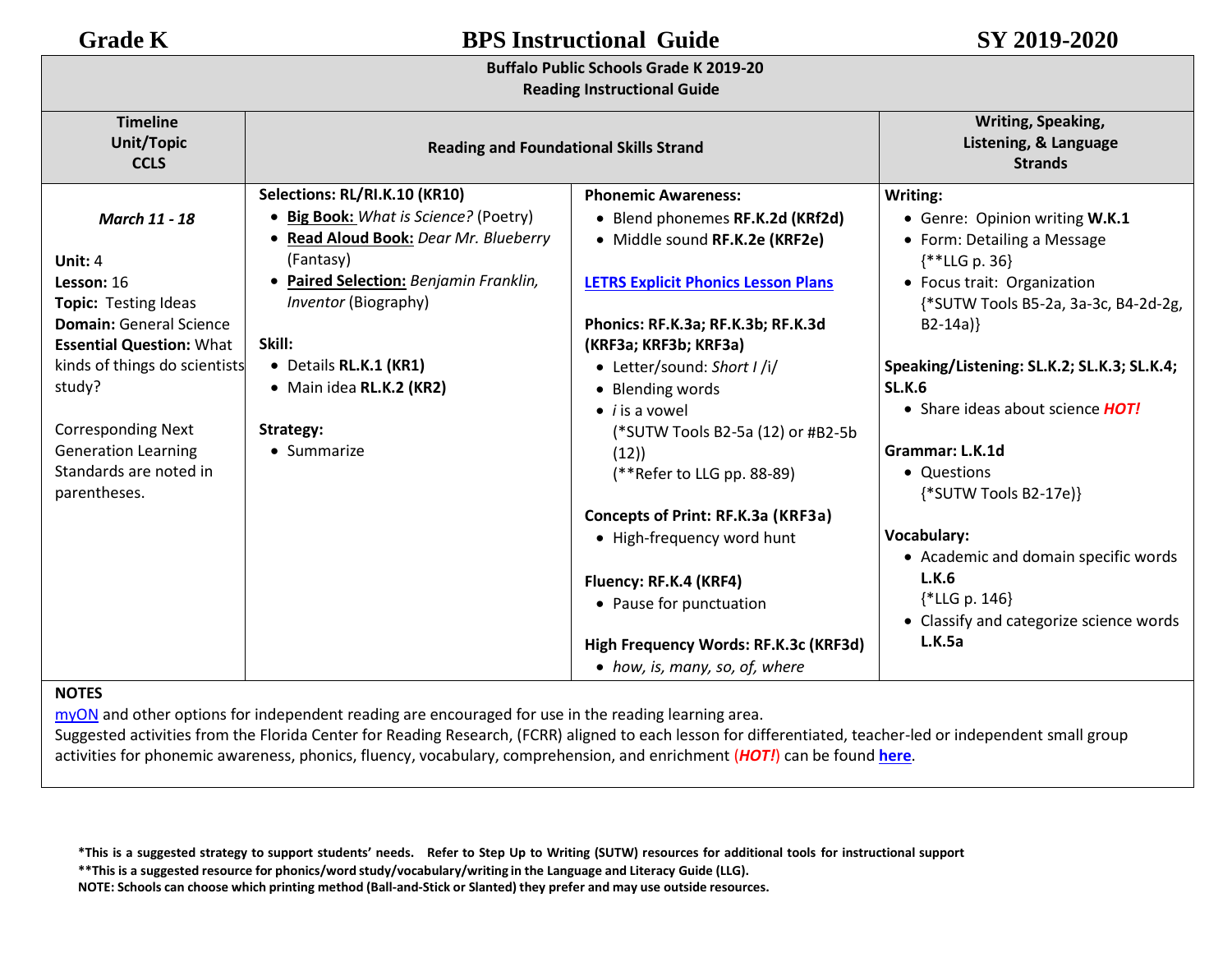**Grade K** **BPS Instructional Guide** **SY 2019-2020**

**Buffalo Public Schools Grade K 2019-20**
**Reading Instructional Guide**

| Timeline Unit/Topic CCLS | Reading and Foundational Skills Strand | | Writing, Speaking, Listening, & Language Strands |
|---|---|---|---|
| ***March 11 - 18***<br><br>**Unit:** 4<br>**Lesson:** 16<br>**Topic:** Testing Ideas<br>**Domain:** General Science<br>**Essential Question:** What kinds of things do scientists study?<br><br>Corresponding Next Generation Learning Standards are noted in parentheses. | **Selections: RL/RI.K.10 (KR10)**<br>• **Big Book:** *What is Science?* (Poetry)<br>• **Read Aloud Book:** *Dear Mr. Blueberry* (Fantasy)<br>• **Paired Selection:** *Benjamin Franklin, Inventor* (Biography)<br><br>**Skill:**<br>• Details **RL.K.1 (KR1)**<br>• Main idea **RL.K.2 (KR2)**<br><br>**Strategy:**<br>• Summarize | **Phonemic Awareness:**<br>• Blend phonemes **RF.K.2d (KRf2d)**<br>• Middle sound **RF.K.2e (KRF2e)**<br><br>**LETRS Explicit Phonics Lesson Plans**<br><br>**Phonics: RF.K.3a; RF.K.3b; RF.K.3d (KRF3a; KRF3b; KRF3a)**<br>• Letter/sound: *Short I* /i/<br>• Blending words<br>• *i* is a vowel<br>(*SUTW Tools B2-5a (12) or #B2-5b (12))<br>(**Refer to LLG pp. 88-89)<br><br>**Concepts of Print: RF.K.3a (KRF3a)**<br>• High-frequency word hunt<br><br>**Fluency: RF.K.4 (KRF4)**<br>• Pause for punctuation<br><br>**High Frequency Words: RF.K.3c (KRF3d)**<br>• *how, is, many, so, of, where* | **Writing:**<br>• Genre: Opinion writing **W.K.1**<br>• Form: Detailing a Message {**LLG p. 36}<br>• Focus trait: Organization {*SUTW Tools B5-2a, 3a-3c, B4-2d-2g, B2-14a)}<br><br>**Speaking/Listening: SL.K.2; SL.K.3; SL.K.4; SL.K.6**<br>• Share ideas about science ***HOT!***<br><br>**Grammar: L.K.1d**<br>• Questions {*SUTW Tools B2-17e)}<br><br>**Vocabulary:**<br>• Academic and domain specific words **L.K.6** {*LLG p. 146}<br>• Classify and categorize science words **L.K.5a** |

**NOTES**
myON and other options for independent reading are encouraged for use in the reading learning area.
Suggested activities from the Florida Center for Reading Research, (FCRR) aligned to each lesson for differentiated, teacher-led or independent small group activities for phonemic awareness, phonics, fluency, vocabulary, comprehension, and enrichment (***HOT!***) can be found **here**.

**\*This is a suggested strategy to support students' needs. Refer to Step Up to Writing (SUTW) resources for additional tools for instructional support**
**\*\*This is a suggested resource for phonics/word study/vocabulary/writing in the Language and Literacy Guide (LLG).**
**NOTE: Schools can choose which printing method (Ball-and-Stick or Slanted) they prefer and may use outside resources.**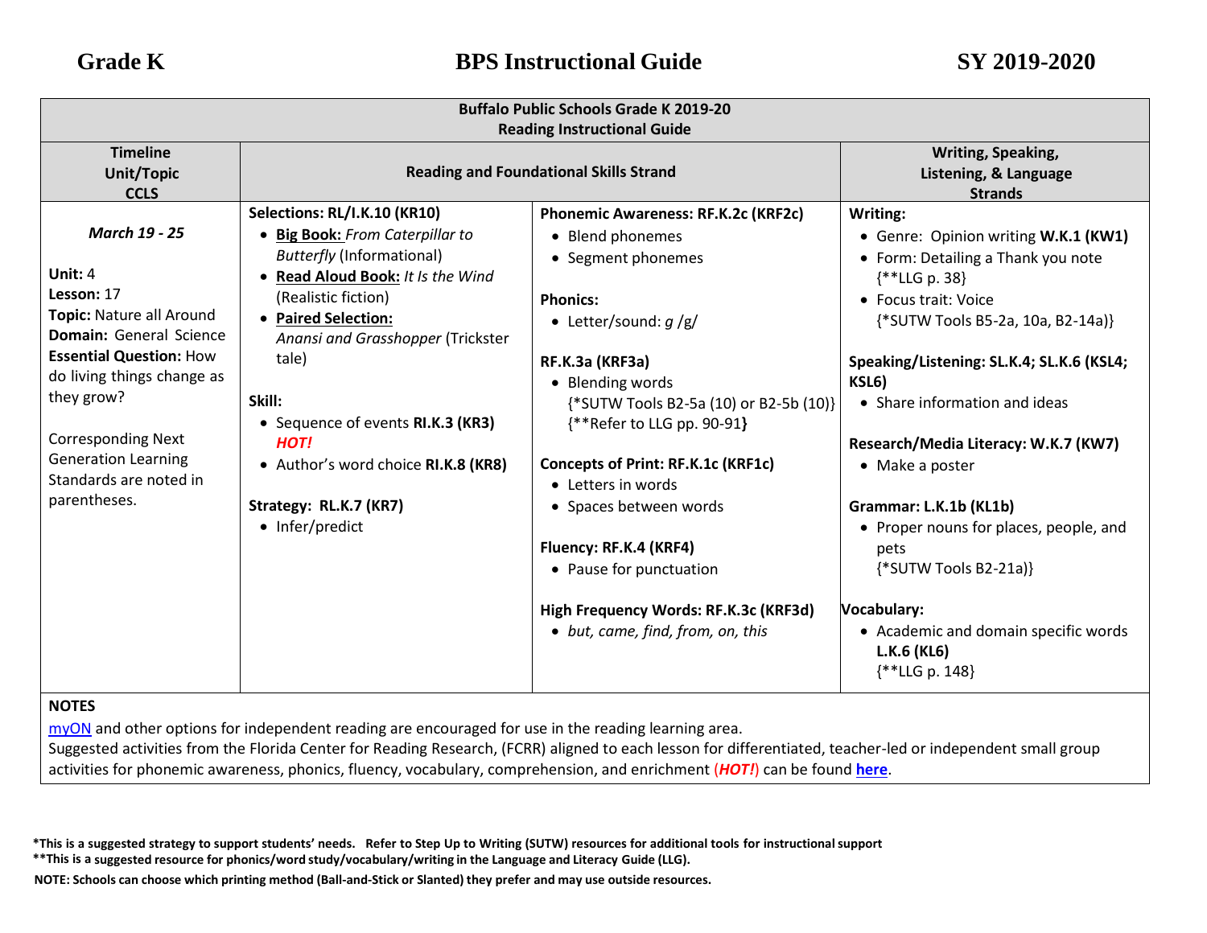| Buffalo Public Schools Grade K 2019-20 Reading Instructional Guide | | | |
|---|---|---|---|
| **Timeline Unit/Topic CCLS** | **Reading and Foundational Skills Strand** | | **Writing, Speaking, Listening, & Language Strands** |
| ***March 19 - 25***<br><br>**Unit:** 4<br>**Lesson:** 17<br>**Topic:** Nature all Around<br>**Domain:** General Science<br>**Essential Question:** How do living things change as they grow?<br><br>Corresponding Next Generation Learning Standards are noted in parentheses. | **Selections: RL/I.K.10 (KR10)**<br>• **Big Book:** *From Caterpillar to Butterfly* (Informational)<br>• **Read Aloud Book:** *It Is the Wind* (Realistic fiction)<br>• **Paired Selection:** *Anansi and Grasshopper* (Trickster tale)<br><br>**Skill:**<br>• Sequence of events **RI.K.3 (KR3)** ***HOT!***<br>• Author's word choice **RI.K.8 (KR8)**<br><br>**Strategy: RL.K.7 (KR7)**<br>• Infer/predict | **Phonemic Awareness: RF.K.2c (KRF2c)**<br>• Blend phonemes<br>• Segment phonemes<br><br>**Phonics:**<br>• Letter/sound: *g* /g/<br><br>**RF.K.3a (KRF3a)**<br>• Blending words {*SUTW Tools B2-5a (10) or B2-5b (10)} {**Refer to LLG pp. 90-91**}**<br><br>**Concepts of Print: RF.K.1c (KRF1c)**<br>• Letters in words<br>• Spaces between words<br><br>**Fluency: RF.K.4 (KRF4)**<br>• Pause for punctuation<br><br>**High Frequency Words: RF.K.3c (KRF3d)**<br>• *but, came, find, from, on, this* | **Writing:**<br>• Genre: Opinion writing **W.K.1 (KW1)**<br>• Form: Detailing a Thank you note {**LLG p. 38}<br>• Focus trait: Voice {*SUTW Tools B5-2a, 10a, B2-14a)}<br><br>**Speaking/Listening: SL.K.4; SL.K.6 (KSL4; KSL6)**<br>• Share information and ideas<br><br>**Research/Media Literacy: W.K.7 (KW7)**<br>• Make a poster<br><br>**Grammar: L.K.1b (KL1b)**<br>• Proper nouns for places, people, and pets {*SUTW Tools B2-21a)}<br><br>**Vocabulary:**<br>• Academic and domain specific words **L.K.6 (KL6)** {**LLG p. 148} |

**NOTES**

myON and other options for independent reading are encouraged for use in the reading learning area.
Suggested activities from the Florida Center for Reading Research, (FCRR) aligned to each lesson for differentiated, teacher-led or independent small group activities for phonemic awareness, phonics, fluency, vocabulary, comprehension, and enrichment (***HOT!***) can be found **here**.

**\*This is a suggested strategy to support students' needs. Refer to Step Up to Writing (SUTW) resources for additional tools for instructional support**
**\*\*This is a suggested resource for phonics/word study/vocabulary/writing in the Language and Literacy Guide (LLG).**
**NOTE: Schools can choose which printing method (Ball-and-Stick or Slanted) they prefer and may use outside resources.**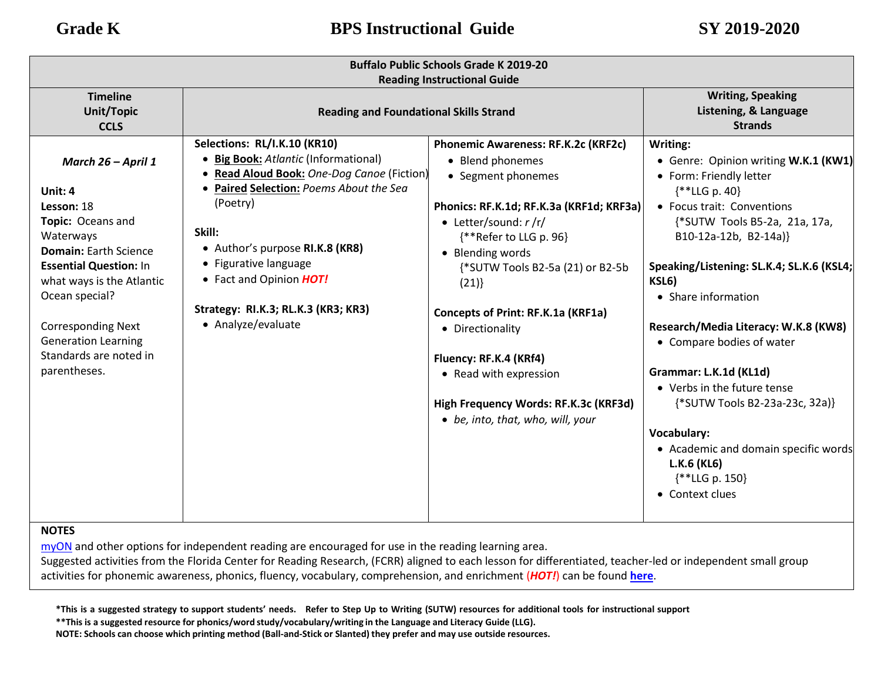| Buffalo Public Schools Grade K 2019-20<br>Reading Instructional Guide | | | |
|---|---|---|---|
| **Timeline<br>Unit/Topic<br>CCLS** | **Reading and Foundational Skills Strand** | | **Writing, Speaking Listening, & Language Strands** |
| ***March 26 – April 1***<br><br>**Unit:** 4<br>**Lesson:** 18<br>**Topic:** Oceans and Waterways<br>**Domain:** Earth Science<br>**Essential Question:** In what ways is the Atlantic Ocean special?<br><br>Corresponding Next Generation Learning Standards are noted in parentheses. | **Selections: RL/I.K.10 (KR10)**<br>• **Big Book:** *Atlantic* (Informational)<br>• **Read Aloud Book:** *One-Dog Canoe* (Fiction)<br>• **Paired Selection:** *Poems About the Sea* (Poetry)<br><br>**Skill:**<br>• Author's purpose **RI.K.8 (KR8)**<br>• Figurative language<br>• Fact and Opinion ***HOT!***<br><br>**Strategy: RI.K.3; RL.K.3 (KR3; KR3)**<br>• Analyze/evaluate | **Phonemic Awareness: RF.K.2c (KRF2c)**<br>• Blend phonemes<br>• Segment phonemes<br><br>**Phonics: RF.K.1d; RF.K.3a (KRF1d; KRF3a)**<br>• Letter/sound: *r* /r/ {**Refer to LLG p. 96}<br>• Blending words {*SUTW Tools B2-5a (21) or B2-5b (21)}<br><br>**Concepts of Print: RF.K.1a (KRF1a)**<br>• Directionality<br><br>**Fluency: RF.K.4 (KRf4)**<br>• Read with expression<br><br>**High Frequency Words: RF.K.3c (KRF3d)**<br>• *be, into, that, who, will, your* | **Writing:**<br>• Genre: Opinion writing **W.K.1 (KW1)**<br>• Form: Friendly letter {**LLG p. 40}<br>• Focus trait: Conventions {*SUTW Tools B5-2a, 21a, 17a, B10-12a-12b, B2-14a)}<br><br>**Speaking/Listening: SL.K.4; SL.K.6 (KSL4; KSL6)**<br>• Share information<br><br>**Research/Media Literacy: W.K.8 (KW8)**<br>• Compare bodies of water<br><br>**Grammar: L.K.1d (KL1d)**<br>• Verbs in the future tense {*SUTW Tools B2-23a-23c, 32a)}<br><br>**Vocabulary:**<br>• Academic and domain specific words **L.K.6 (KL6)** {**LLG p. 150}<br>• Context clues |

**NOTES**
myON and other options for independent reading are encouraged for use in the reading learning area.
Suggested activities from the Florida Center for Reading Research, (FCRR) aligned to each lesson for differentiated, teacher-led or independent small group activities for phonemic awareness, phonics, fluency, vocabulary, comprehension, and enrichment (***HOT!***) can be found **here**.

**\*This is a suggested strategy to support students' needs. Refer to Step Up to Writing (SUTW) resources for additional tools for instructional support**
**\*\*This is a suggested resource for phonics/word study/vocabulary/writing in the Language and Literacy Guide (LLG).**
**NOTE: Schools can choose which printing method (Ball-and-Stick or Slanted) they prefer and may use outside resources.**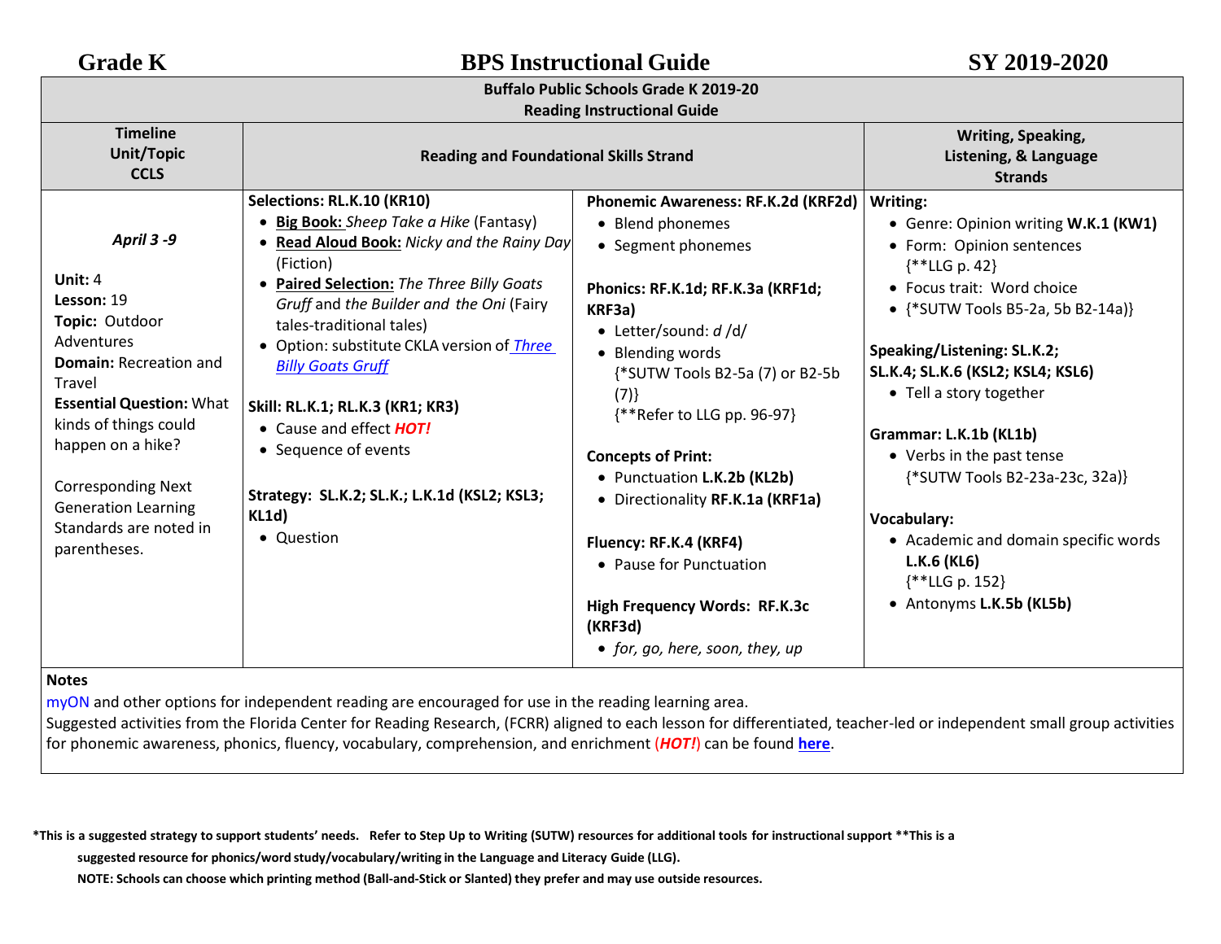# Grade K BPS Instructional Guide SY 2019-2020

**Buffalo Public Schools Grade K 2019-20**
**Reading Instructional Guide**

| Timeline Unit/Topic CCLS | Reading and Foundational Skills Strand | | Writing, Speaking, Listening, & Language Strands |
|---|---|---|---|
| ***April 3 -9***<br><br>**Unit:** 4<br>**Lesson:** 19<br>**Topic:** Outdoor Adventures<br>**Domain:** Recreation and Travel<br>**Essential Question:** What kinds of things could happen on a hike?<br><br>Corresponding Next Generation Learning Standards are noted in parentheses. | **Selections: RL.K.10 (KR10)**<br>• **Big Book:** *Sheep Take a Hike* (Fantasy)<br>• **Read Aloud Book:** *Nicky and the Rainy Day* (Fiction)<br>• **Paired Selection:** *The Three Billy Goats Gruff* and *the Builder and the Oni* (Fairy tales-traditional tales)<br>• Option: substitute CKLA version of *Three Billy Goats Gruff*<br><br>**Skill: RL.K.1; RL.K.3 (KR1; KR3)**<br>• Cause and effect ***HOT!***<br>• Sequence of events<br><br>**Strategy: SL.K.2; SL.K.; L.K.1d (KSL2; KSL3; KL1d)**<br>• Question | **Phonemic Awareness: RF.K.2d (KRF2d)**<br>• Blend phonemes<br>• Segment phonemes<br><br>**Phonics: RF.K.1d; RF.K.3a (KRF1d; KRF3a)**<br>• Letter/sound: *d* /d/<br>• Blending words {*SUTW Tools B2-5a (7) or B2-5b (7)} {**Refer to LLG pp. 96-97}<br><br>**Concepts of Print:**<br>• Punctuation **L.K.2b (KL2b)**<br>• Directionality **RF.K.1a (KRF1a)**<br><br>**Fluency: RF.K.4 (KRF4)**<br>• Pause for Punctuation<br><br>**High Frequency Words: RF.K.3c (KRF3d)**<br>• *for, go, here, soon, they, up* | **Writing:**<br>• Genre: Opinion writing **W.K.1 (KW1)**<br>• Form: Opinion sentences {**LLG p. 42}<br>• Focus trait: Word choice<br>• {*SUTW Tools B5-2a, 5b B2-14a)}<br><br>**Speaking/Listening: SL.K.2; SL.K.4; SL.K.6 (KSL2; KSL4; KSL6)**<br>• Tell a story together<br><br>**Grammar: L.K.1b (KL1b)**<br>• Verbs in the past tense {*SUTW Tools B2-23a-23c, 32a)}<br><br>**Vocabulary:**<br>• Academic and domain specific words **L.K.6 (KL6)** {**LLG p. 152}<br>• Antonyms **L.K.5b (KL5b)** |

**Notes**

myON and other options for independent reading are encouraged for use in the reading learning area.
Suggested activities from the Florida Center for Reading Research, (FCRR) aligned to each lesson for differentiated, teacher-led or independent small group activities for phonemic awareness, phonics, fluency, vocabulary, comprehension, and enrichment (***HOT!***) can be found **here**.

**\*This is a suggested strategy to support students' needs. Refer to Step Up to Writing (SUTW) resources for additional tools for instructional support \*\*This is a suggested resource for phonics/word study/vocabulary/writing in the Language and Literacy Guide (LLG).**

**NOTE: Schools can choose which printing method (Ball-and-Stick or Slanted) they prefer and may use outside resources.**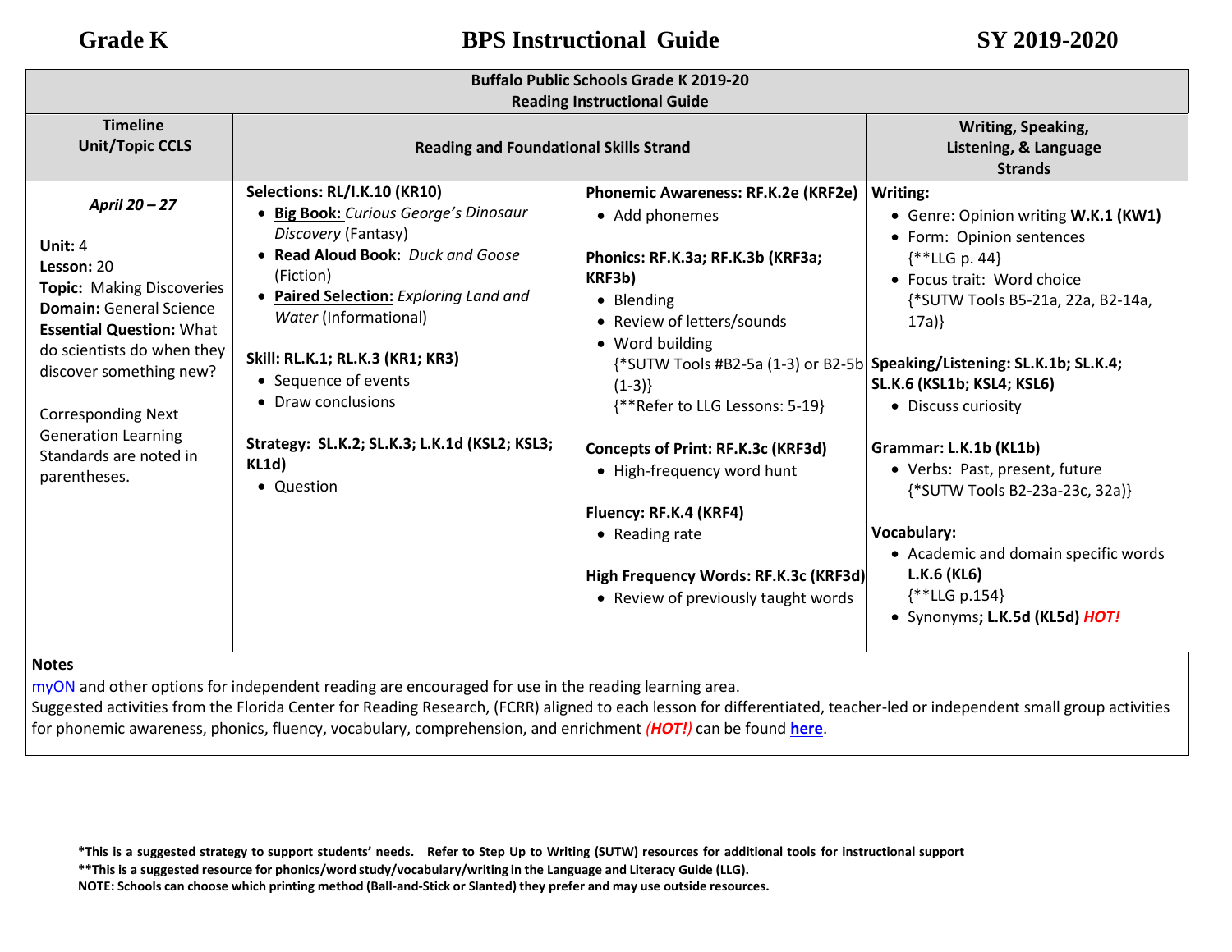| Buffalo Public Schools Grade K 2019-20 Reading Instructional Guide | | | |
|---|---|---|---|
| **Timeline Unit/Topic CCLS** | **Reading and Foundational Skills Strand** | | **Writing, Speaking, Listening, & Language Strands** |
| ***April 20 – 27***<br><br>**Unit:** 4<br>**Lesson:** 20<br>**Topic:** Making Discoveries<br>**Domain:** General Science<br>**Essential Question:** What do scientists do when they discover something new?<br><br>Corresponding Next Generation Learning Standards are noted in parentheses. | **Selections: RL/I.K.10 (KR10)**<br>• **Big Book:** *Curious George's Dinosaur Discovery* (Fantasy)<br>• **Read Aloud Book:** *Duck and Goose* (Fiction)<br>• **Paired Selection:** *Exploring Land and Water* (Informational)<br><br>**Skill: RL.K.1; RL.K.3 (KR1; KR3)**<br>• Sequence of events<br>• Draw conclusions<br><br>**Strategy: SL.K.2; SL.K.3; L.K.1d (KSL2; KSL3; KL1d)**<br>• Question | **Phonemic Awareness: RF.K.2e (KRF2e)**<br>• Add phonemes<br><br>**Phonics: RF.K.3a; RF.K.3b (KRF3a; KRF3b)**<br>• Blending<br>• Review of letters/sounds<br>• Word building {*SUTW Tools #B2-5a (1-3) or B2-5b (1-3)} {**Refer to LLG Lessons: 5-19}<br><br>**Concepts of Print: RF.K.3c (KRF3d)**<br>• High-frequency word hunt<br><br>**Fluency: RF.K.4 (KRF4)**<br>• Reading rate<br><br>**High Frequency Words: RF.K.3c (KRF3d)**<br>• Review of previously taught words | **Writing:**<br>• Genre: Opinion writing **W.K.1 (KW1)**<br>• Form: Opinion sentences {**LLG p. 44}<br>• Focus trait: Word choice {*SUTW Tools B5-21a, 22a, B2-14a, 17a)}<br><br>**Speaking/Listening: SL.K.1b; SL.K.4; SL.K.6 (KSL1b; KSL4; KSL6)**<br>• Discuss curiosity<br><br>**Grammar: L.K.1b (KL1b)**<br>• Verbs: Past, present, future {*SUTW Tools B2-23a-23c, 32a)}<br><br>**Vocabulary:**<br>• Academic and domain specific words **L.K.6 (KL6)** {**LLG p.154}<br>• Synonyms**; L.K.5d (KL5d)** ***HOT!*** |

**Notes**

myON and other options for independent reading are encouraged for use in the reading learning area.
Suggested activities from the Florida Center for Reading Research, (FCRR) aligned to each lesson for differentiated, teacher-led or independent small group activities for phonemic awareness, phonics, fluency, vocabulary, comprehension, and enrichment ***(HOT!)*** can be found **here**.

**\*This is a suggested strategy to support students' needs. Refer to Step Up to Writing (SUTW) resources for additional tools for instructional support**
**\*\*This is a suggested resource for phonics/word study/vocabulary/writing in the Language and Literacy Guide (LLG).**
**NOTE: Schools can choose which printing method (Ball-and-Stick or Slanted) they prefer and may use outside resources.**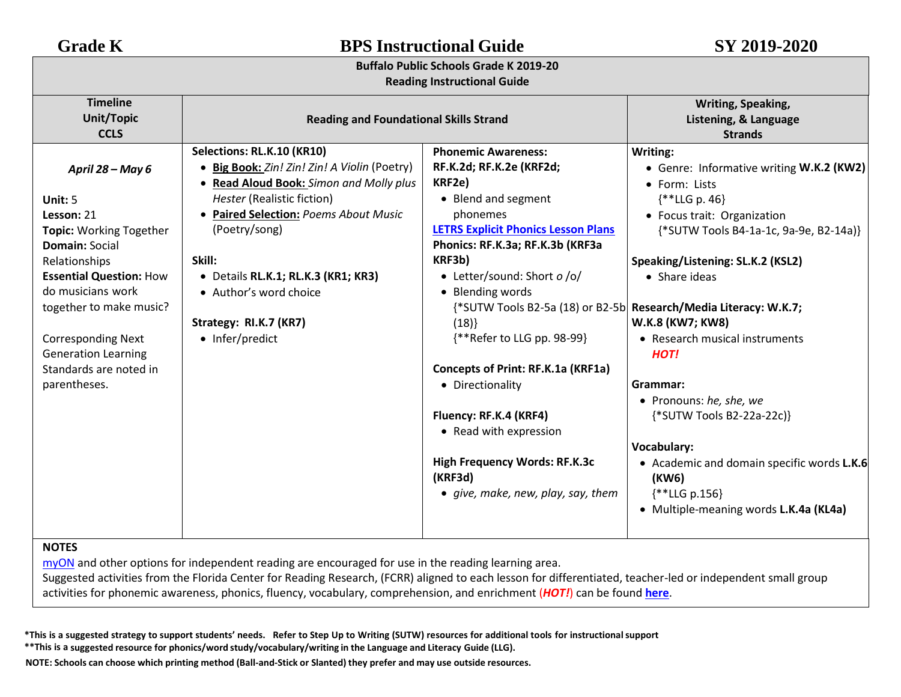Grade K | **BPS Instructional Guide** | SY 2019-2020

**Buffalo Public Schools Grade K 2019-20**
**Reading Instructional Guide**

| Timeline Unit/Topic CCLS | Reading and Foundational Skills Strand | | Writing, Speaking, Listening, & Language Strands |
|---|---|---|---|
| *April 28 – May 6*<br><br>**Unit:** 5<br>**Lesson:** 21<br>**Topic:** Working Together<br>**Domain:** Social Relationships<br>**Essential Question:** How do musicians work together to make music?<br><br>Corresponding Next Generation Learning Standards are noted in parentheses. | **Selections: RL.K.10 (KR10)**<br>• **Big Book:** *Zin! Zin! Zin! A Violin* (Poetry)<br>• **Read Aloud Book:** *Simon and Molly plus Hester* (Realistic fiction)<br>• **Paired Selection:** *Poems About Music* (Poetry/song)<br><br>**Skill:**<br>• Details **RL.K.1; RL.K.3 (KR1; KR3)**<br>• Author's word choice<br><br>**Strategy: RI.K.7 (KR7)**<br>• Infer/predict | **Phonemic Awareness: RF.K.2d; RF.K.2e (KRF2d; KRF2e)**<br>• Blend and segment phonemes<br>**LETRS Explicit Phonics Lesson Plans**<br>**Phonics: RF.K.3a; RF.K.3b (KRF3a KRF3b)**<br>• Letter/sound: Short *o* /o/<br>• Blending words {*SUTW Tools B2-5a (18) or B2-5b (18)} {**Refer to LLG pp. 98-99}<br><br>**Concepts of Print: RF.K.1a (KRF1a)**<br>• Directionality<br><br>**Fluency: RF.K.4 (KRF4)**<br>• Read with expression<br><br>**High Frequency Words: RF.K.3c (KRF3d)**<br>• *give, make, new, play, say, them* | **Writing:**<br>• Genre: Informative writing **W.K.2 (KW2)**<br>• Form: Lists {**LLG p. 46}<br>• Focus trait: Organization {*SUTW Tools B4-1a-1c, 9a-9e, B2-14a)}<br><br>**Speaking/Listening: SL.K.2 (KSL2)**<br>• Share ideas<br><br>**Research/Media Literacy: W.K.7; W.K.8 (KW7; KW8)**<br>• Research musical instruments ***HOT!***<br><br>**Grammar:**<br>• Pronouns: *he, she, we* {*SUTW Tools B2-22a-22c)}<br><br>**Vocabulary:**<br>• Academic and domain specific words **L.K.6 (KW6)** {**LLG p.156}<br>• Multiple-meaning words **L.K.4a (KL4a)** |

**NOTES**
myON and other options for independent reading are encouraged for use in the reading learning area.
Suggested activities from the Florida Center for Reading Research, (FCRR) aligned to each lesson for differentiated, teacher-led or independent small group activities for phonemic awareness, phonics, fluency, vocabulary, comprehension, and enrichment (***HOT!***) can be found **here**.

**\*This is a suggested strategy to support students' needs. Refer to Step Up to Writing (SUTW) resources for additional tools for instructional support**
**\*\*This is a suggested resource for phonics/word study/vocabulary/writing in the Language and Literacy Guide (LLG).**
**NOTE: Schools can choose which printing method (Ball-and-Stick or Slanted) they prefer and may use outside resources.**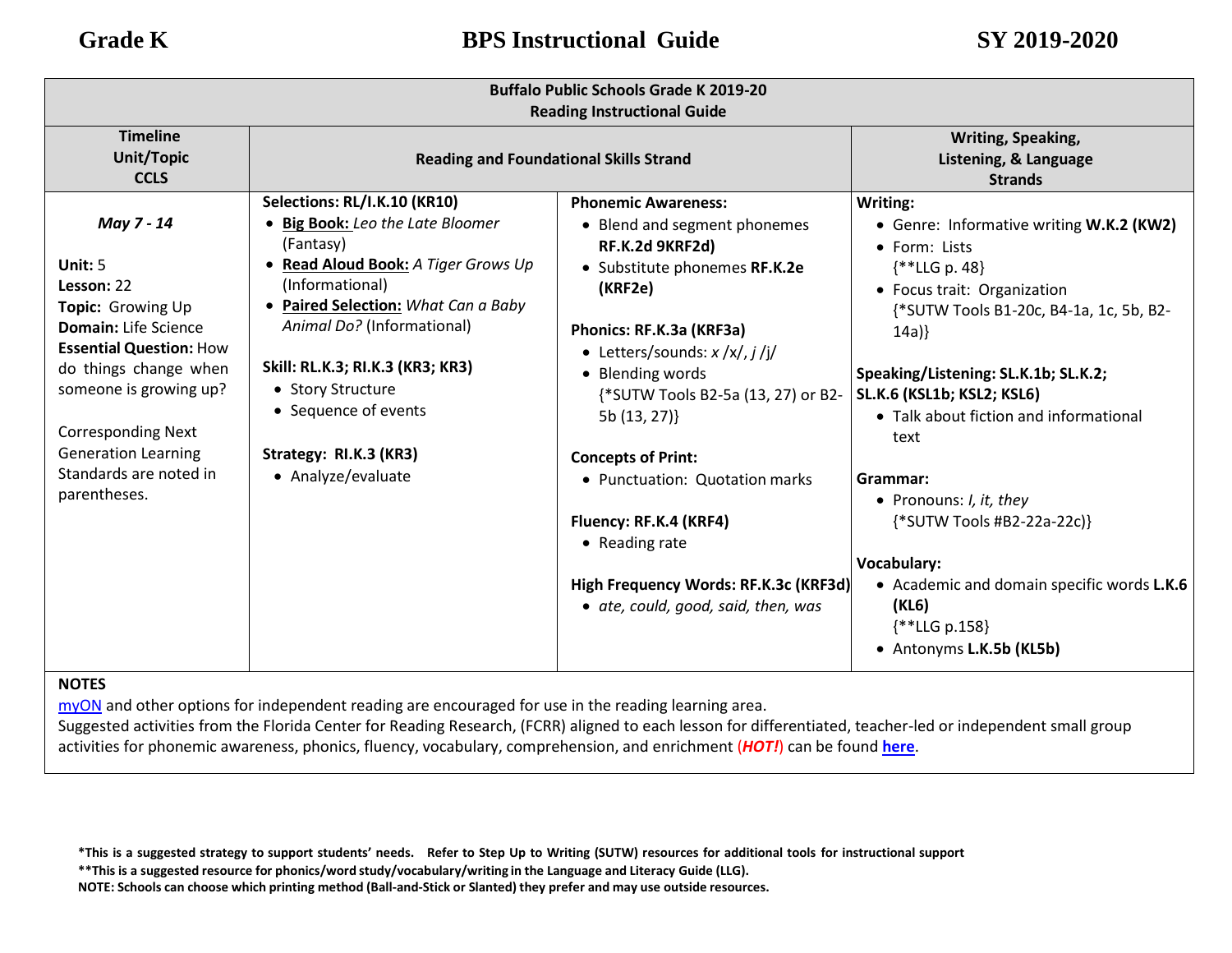| Buffalo Public Schools Grade K 2019-20<br>Reading Instructional Guide | | | |
|---|---|---|---|
| **Timeline<br>Unit/Topic<br>CCLS** | **Reading and Foundational Skills Strand** | | **Writing, Speaking, Listening, & Language Strands** |
| ***May 7 - 14***<br><br>**Unit:** 5<br>**Lesson:** 22<br>**Topic:** Growing Up<br>**Domain:** Life Science<br>**Essential Question:** How do things change when someone is growing up?<br><br>Corresponding Next Generation Learning Standards are noted in parentheses. | **Selections: RL/I.K.10 (KR10)**<br>• **Big Book:** *Leo the Late Bloomer* (Fantasy)<br>• **Read Aloud Book:** *A Tiger Grows Up* (Informational)<br>• **Paired Selection:** *What Can a Baby Animal Do?* (Informational)<br><br>**Skill: RL.K.3; RI.K.3 (KR3; KR3)**<br>• Story Structure<br>• Sequence of events<br><br>**Strategy: RI.K.3 (KR3)**<br>• Analyze/evaluate | **Phonemic Awareness:**<br>• Blend and segment phonemes **RF.K.2d 9KRF2d)**<br>• Substitute phonemes **RF.K.2e (KRF2e)**<br><br>**Phonics: RF.K.3a (KRF3a)**<br>• Letters/sounds: *x* /x/, *j* /j/<br>• Blending words {*SUTW Tools B2-5a (13, 27) or B2-5b (13, 27)}<br><br>**Concepts of Print:**<br>• Punctuation: Quotation marks<br><br>**Fluency: RF.K.4 (KRF4)**<br>• Reading rate<br><br>**High Frequency Words: RF.K.3c (KRF3d)**<br>• *ate, could, good, said, then, was* | **Writing:**<br>• Genre: Informative writing **W.K.2 (KW2)**<br>• Form: Lists {**LLG p. 48}<br>• Focus trait: Organization {*SUTW Tools B1-20c, B4-1a, 1c, 5b, B2-14a)}<br><br>**Speaking/Listening: SL.K.1b; SL.K.2; SL.K.6 (KSL1b; KSL2; KSL6)**<br>• Talk about fiction and informational text<br><br>**Grammar:**<br>• Pronouns: *I, it, they* {*SUTW Tools #B2-22a-22c)}<br><br>**Vocabulary:**<br>• Academic and domain specific words **L.K.6 (KL6)** {**LLG p.158}<br>• Antonyms **L.K.5b (KL5b)** |

**NOTES**

myON and other options for independent reading are encouraged for use in the reading learning area.
Suggested activities from the Florida Center for Reading Research, (FCRR) aligned to each lesson for differentiated, teacher-led or independent small group activities for phonemic awareness, phonics, fluency, vocabulary, comprehension, and enrichment (***HOT!***) can be found **here**.

**\*This is a suggested strategy to support students' needs. Refer to Step Up to Writing (SUTW) resources for additional tools for instructional support**
**\*\*This is a suggested resource for phonics/word study/vocabulary/writing in the Language and Literacy Guide (LLG).**
**NOTE: Schools can choose which printing method (Ball-and-Stick or Slanted) they prefer and may use outside resources.**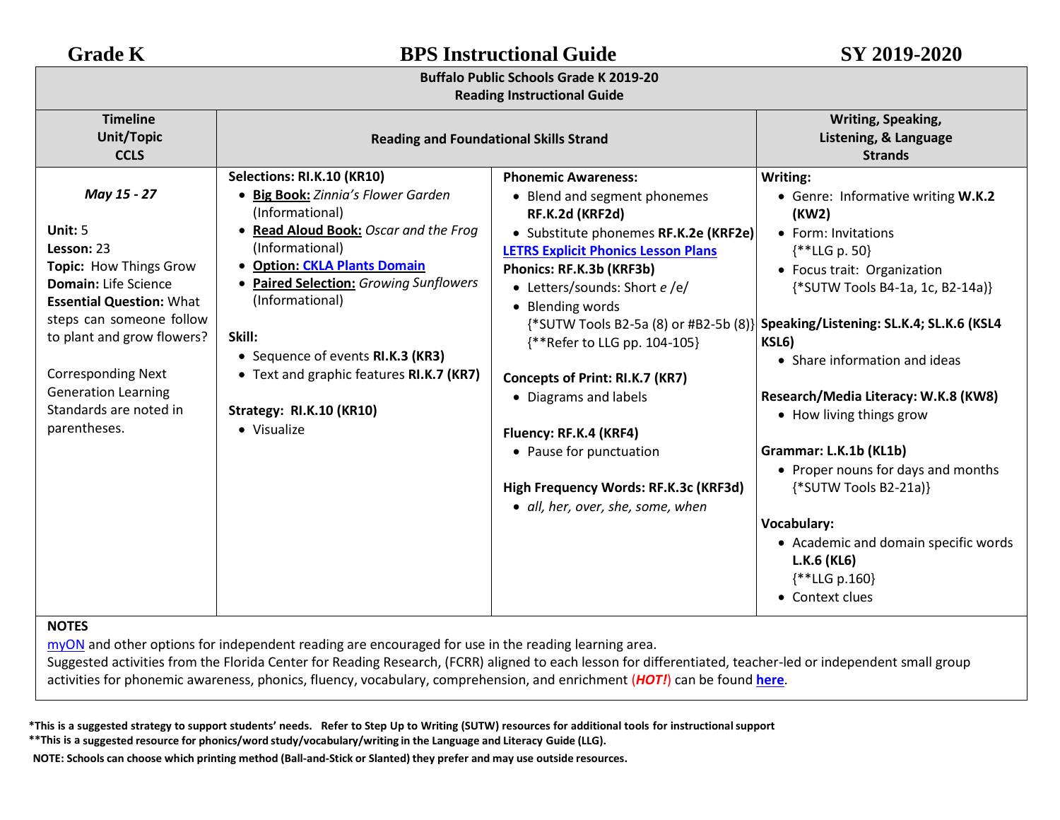# Grade K — BPS Instructional Guide — SY 2019-2020

**Buffalo Public Schools Grade K 2019-20**
**Reading Instructional Guide**

| Timeline Unit/Topic CCLS | Reading and Foundational Skills Strand | | Writing, Speaking, Listening, & Language Strands |
|---|---|---|---|
| *May 15 - 27*<br><br>**Unit:** 5<br>**Lesson:** 23<br>**Topic:** How Things Grow<br>**Domain:** Life Science<br>**Essential Question:** What steps can someone follow to plant and grow flowers?<br><br>Corresponding Next Generation Learning Standards are noted in parentheses. | **Selections: RI.K.10 (KR10)**<br>• **Big Book:** *Zinnia's Flower Garden* (Informational)<br>• **Read Aloud Book:** *Oscar and the Frog* (Informational)<br>• **Option: CKLA Plants Domain**<br>• **Paired Selection:** *Growing Sunflowers* (Informational)<br><br>**Skill:**<br>• Sequence of events **RI.K.3 (KR3)**<br>• Text and graphic features **RI.K.7 (KR7)**<br><br>**Strategy: RI.K.10 (KR10)**<br>• Visualize | **Phonemic Awareness:**<br>• Blend and segment phonemes **RF.K.2d (KRF2d)**<br>• Substitute phonemes **RF.K.2e (KRF2e)**<br>**LETRS Explicit Phonics Lesson Plans**<br>**Phonics: RF.K.3b (KRF3b)**<br>• Letters/sounds: Short *e* /e/<br>• Blending words {*SUTW Tools B2-5a (8) or #B2-5b (8)} {**Refer to LLG pp. 104-105}<br><br>**Concepts of Print: RI.K.7 (KR7)**<br>• Diagrams and labels<br><br>**Fluency: RF.K.4 (KRF4)**<br>• Pause for punctuation<br><br>**High Frequency Words: RF.K.3c (KRF3d)**<br>• *all, her, over, she, some, when* | **Writing:**<br>• Genre: Informative writing **W.K.2 (KW2)**<br>• Form: Invitations {**LLG p. 50}<br>• Focus trait: Organization {*SUTW Tools B4-1a, 1c, B2-14a)}<br><br>**Speaking/Listening: SL.K.4; SL.K.6 (KSL4 KSL6)**<br>• Share information and ideas<br><br>**Research/Media Literacy: W.K.8 (KW8)**<br>• How living things grow<br><br>**Grammar: L.K.1b (KL1b)**<br>• Proper nouns for days and months {*SUTW Tools B2-21a)}<br><br>**Vocabulary:**<br>• Academic and domain specific words **L.K.6 (KL6)** {**LLG p.160}<br>• Context clues |

**NOTES**

myON and other options for independent reading are encouraged for use in the reading learning area.
Suggested activities from the Florida Center for Reading Research, (FCRR) aligned to each lesson for differentiated, teacher-led or independent small group activities for phonemic awareness, phonics, fluency, vocabulary, comprehension, and enrichment (***HOT!***) can be found **here**.

**\*This is a suggested strategy to support students' needs. Refer to Step Up to Writing (SUTW) resources for additional tools for instructional support**
**\*\*This is a suggested resource for phonics/word study/vocabulary/writing in the Language and Literacy Guide (LLG).**
**NOTE: Schools can choose which printing method (Ball-and-Stick or Slanted) they prefer and may use outside resources.**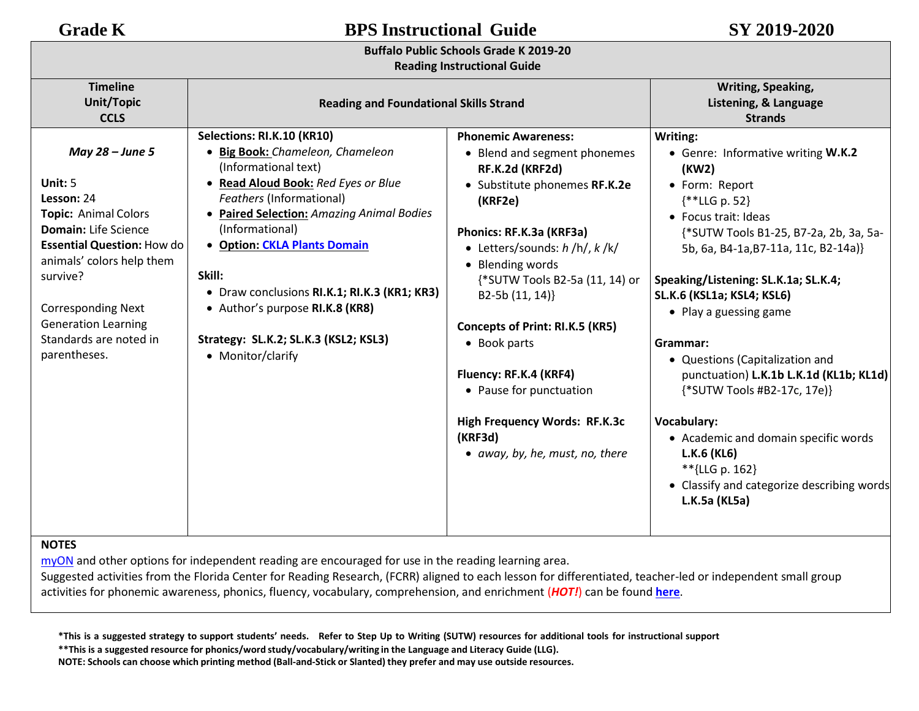# Grade K — BPS Instructional Guide — SY 2019-2020

**Buffalo Public Schools Grade K 2019-20**
**Reading Instructional Guide**

| Timeline<br>Unit/Topic<br>CCLS | Reading and Foundational Skills Strand | | Writing, Speaking,<br>Listening, & Language<br>Strands |
|---|---|---|---|
| ***May 28 – June 5***<br><br>**Unit:** 5<br>**Lesson:** 24<br>**Topic:** Animal Colors<br>**Domain:** Life Science<br>**Essential Question:** How do animals' colors help them survive?<br><br>Corresponding Next Generation Learning Standards are noted in parentheses. | **Selections: RI.K.10 (KR10)**<br>• **Big Book:** *Chameleon, Chameleon* (Informational text)<br>• **Read Aloud Book:** *Red Eyes or Blue Feathers* (Informational)<br>• **Paired Selection:** *Amazing Animal Bodies* (Informational)<br>• **Option: CKLA Plants Domain**<br><br>**Skill:**<br>• Draw conclusions **RI.K.1; RI.K.3 (KR1; KR3)**<br>• Author's purpose **RI.K.8 (KR8)**<br><br>**Strategy: SL.K.2; SL.K.3 (KSL2; KSL3)**<br>• Monitor/clarify | **Phonemic Awareness:**<br>• Blend and segment phonemes **RF.K.2d (KRF2d)**<br>• Substitute phonemes **RF.K.2e (KRF2e)**<br><br>**Phonics: RF.K.3a (KRF3a)**<br>• Letters/sounds: *h* /h/, *k* /k/<br>• Blending words {*SUTW Tools B2-5a (11, 14) or B2-5b (11, 14)}<br><br>**Concepts of Print: RI.K.5 (KR5)**<br>• Book parts<br><br>**Fluency: RF.K.4 (KRF4)**<br>• Pause for punctuation<br><br>**High Frequency Words: RF.K.3c (KRF3d)**<br>• *away, by, he, must, no, there* | **Writing:**<br>• Genre: Informative writing **W.K.2 (KW2)**<br>• Form: Report {**LLG p. 52}<br>• Focus trait: Ideas {*SUTW Tools B1-25, B7-2a, 2b, 3a, 5a-5b, 6a, B4-1a,B7-11a, 11c, B2-14a)}<br><br>**Speaking/Listening: SL.K.1a; SL.K.4; SL.K.6 (KSL1a; KSL4; KSL6)**<br>• Play a guessing game<br><br>**Grammar:**<br>• Questions (Capitalization and punctuation) **L.K.1b L.K.1d (KL1b; KL1d)** {*SUTW Tools #B2-17c, 17e)}<br><br>**Vocabulary:**<br>• Academic and domain specific words **L.K.6 (KL6)** **{LLG p. 162}<br>• Classify and categorize describing words **L.K.5a (KL5a)** |

**NOTES**
myON and other options for independent reading are encouraged for use in the reading learning area.
Suggested activities from the Florida Center for Reading Research, (FCRR) aligned to each lesson for differentiated, teacher-led or independent small group activities for phonemic awareness, phonics, fluency, vocabulary, comprehension, and enrichment (***HOT!***) can be found **here**.

**\*This is a suggested strategy to support students' needs. Refer to Step Up to Writing (SUTW) resources for additional tools for instructional support**
**\*\*This is a suggested resource for phonics/word study/vocabulary/writing in the Language and Literacy Guide (LLG).**
**NOTE: Schools can choose which printing method (Ball-and-Stick or Slanted) they prefer and may use outside resources.**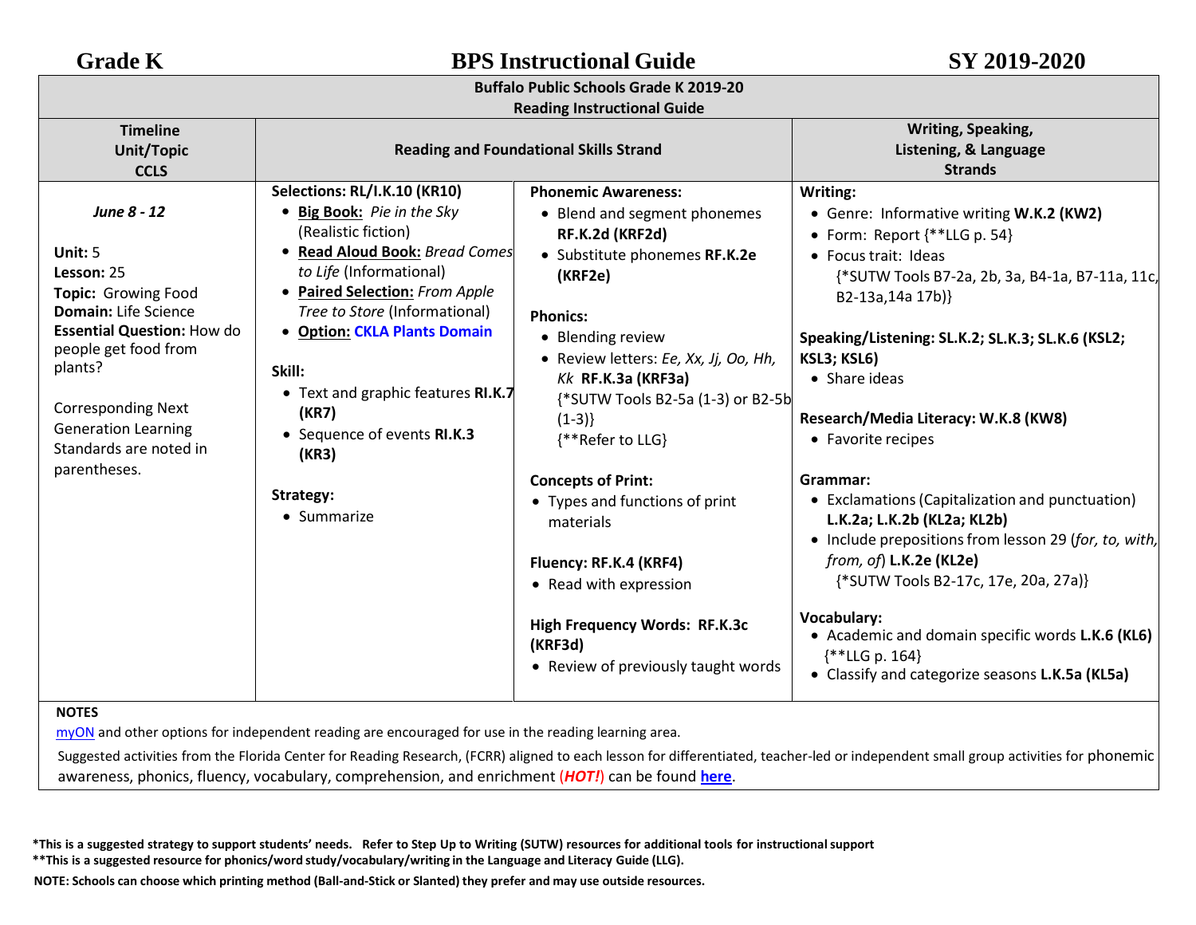# Grade K — BPS Instructional Guide — SY 2019-2020

**Buffalo Public Schools Grade K 2019-20**
**Reading Instructional Guide**

| Timeline<br>Unit/Topic<br>CCLS | Reading and Foundational Skills Strand | | Writing, Speaking, Listening, & Language Strands |
|---|---|---|---|
| *June 8 - 12*<br><br>**Unit:** 5<br>**Lesson:** 25<br>**Topic:** Growing Food<br>**Domain:** Life Science<br>**Essential Question:** How do people get food from plants?<br><br>Corresponding Next Generation Learning Standards are noted in parentheses. | **Selections: RL/I.K.10 (KR10)**<br>• **Big Book:** *Pie in the Sky* (Realistic fiction)<br>• **Read Aloud Book:** *Bread Comes to Life* (Informational)<br>• **Paired Selection:** *From Apple Tree to Store* (Informational)<br>• **Option:** **CKLA Plants Domain**<br><br>**Skill:**<br>• Text and graphic features **RI.K.7 (KR7)**<br>• Sequence of events **RI.K.3 (KR3)**<br><br>**Strategy:**<br>• Summarize | **Phonemic Awareness:**<br>• Blend and segment phonemes **RF.K.2d (KRF2d)**<br>• Substitute phonemes **RF.K.2e (KRF2e)**<br><br>**Phonics:**<br>• Blending review<br>• Review letters: *Ee, Xx, Jj, Oo, Hh, Kk* **RF.K.3a (KRF3a)** {*SUTW Tools B2-5a (1-3) or B2-5b (1-3)} {**Refer to LLG}<br><br>**Concepts of Print:**<br>• Types and functions of print materials<br><br>**Fluency: RF.K.4 (KRF4)**<br>• Read with expression<br><br>**High Frequency Words: RF.K.3c (KRF3d)**<br>• Review of previously taught words | **Writing:**<br>• Genre: Informative writing **W.K.2 (KW2)**<br>• Form: Report {**LLG p. 54}<br>• Focus trait: Ideas {*SUTW Tools B7-2a, 2b, 3a, B4-1a, B7-11a, 11c, B2-13a,14a 17b)}<br><br>**Speaking/Listening: SL.K.2; SL.K.3; SL.K.6 (KSL2; KSL3; KSL6)**<br>• Share ideas<br><br>**Research/Media Literacy: W.K.8 (KW8)**<br>• Favorite recipes<br><br>**Grammar:**<br>• Exclamations (Capitalization and punctuation) **L.K.2a; L.K.2b (KL2a; KL2b)**<br>• Include prepositions from lesson 29 (*for, to, with, from, of*) **L.K.2e (KL2e)** {*SUTW Tools B2-17c, 17e, 20a, 27a)}<br><br>**Vocabulary:**<br>• Academic and domain specific words **L.K.6 (KL6)** {**LLG p. 164}<br>• Classify and categorize seasons **L.K.5a (KL5a)** |

**NOTES**

myON and other options for independent reading are encouraged for use in the reading learning area.

Suggested activities from the Florida Center for Reading Research, (FCRR) aligned to each lesson for differentiated, teacher-led or independent small group activities for phonemic awareness, phonics, fluency, vocabulary, comprehension, and enrichment (***HOT!***) can be found **here**.

**\*This is a suggested strategy to support students' needs. Refer to Step Up to Writing (SUTW) resources for additional tools for instructional support**
**\*\*This is a suggested resource for phonics/word study/vocabulary/writing in the Language and Literacy Guide (LLG).**

**NOTE: Schools can choose which printing method (Ball-and-Stick or Slanted) they prefer and may use outside resources.**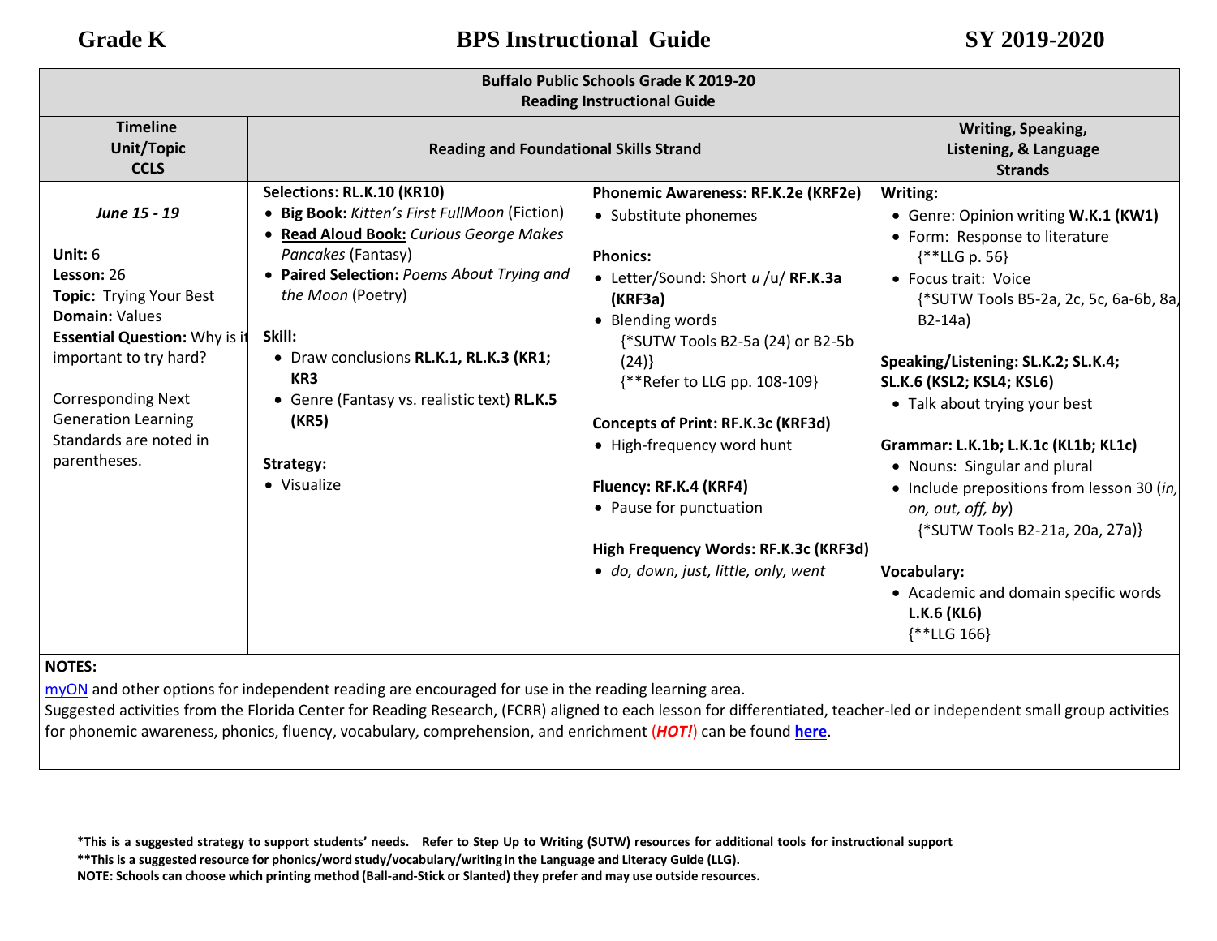| Buffalo Public Schools Grade K 2019-20<br>Reading Instructional Guide | | | |
|---|---|---|---|
| **Timeline<br>Unit/Topic<br>CCLS** | **Reading and Foundational Skills Strand** | | **Writing, Speaking, Listening, & Language Strands** |
| ***June 15 - 19***<br><br>**Unit:** 6<br>**Lesson:** 26<br>**Topic:** Trying Your Best<br>**Domain:** Values<br>**Essential Question:** Why is it important to try hard?<br><br>Corresponding Next Generation Learning Standards are noted in parentheses. | **Selections: RL.K.10 (KR10)**<br>• **Big Book:** *Kitten's First FullMoon* (Fiction)<br>• **Read Aloud Book:** *Curious George Makes Pancakes* (Fantasy)<br>• **Paired Selection:** *Poems About Trying and the Moon* (Poetry)<br><br>**Skill:**<br>• Draw conclusions **RL.K.1, RL.K.3 (KR1; KR3**<br>• Genre (Fantasy vs. realistic text) **RL.K.5 (KR5)**<br><br>**Strategy:**<br>• Visualize | **Phonemic Awareness: RF.K.2e (KRF2e)**<br>• Substitute phonemes<br><br>**Phonics:**<br>• Letter/Sound: Short *u* /u/ **RF.K.3a (KRF3a)**<br>• Blending words {*SUTW Tools B2-5a (24) or B2-5b (24)} {**Refer to LLG pp. 108-109}<br><br>**Concepts of Print: RF.K.3c (KRF3d)**<br>• High-frequency word hunt<br><br>**Fluency: RF.K.4 (KRF4)**<br>• Pause for punctuation<br><br>**High Frequency Words: RF.K.3c (KRF3d)**<br>• *do, down, just, little, only, went* | **Writing:**<br>• Genre: Opinion writing **W.K.1 (KW1)**<br>• Form: Response to literature {**LLG p. 56}<br>• Focus trait: Voice {*SUTW Tools B5-2a, 2c, 5c, 6a-6b, 8a, B2-14a)<br><br>**Speaking/Listening: SL.K.2; SL.K.4; SL.K.6 (KSL2; KSL4; KSL6)**<br>• Talk about trying your best<br><br>**Grammar: L.K.1b; L.K.1c (KL1b; KL1c)**<br>• Nouns: Singular and plural<br>• Include prepositions from lesson 30 (*in, on, out, off, by*) {*SUTW Tools B2-21a, 20a, 27a)}<br><br>**Vocabulary:**<br>• Academic and domain specific words **L.K.6 (KL6)** {**LLG 166} |

**NOTES:**
myON and other options for independent reading are encouraged for use in the reading learning area.
Suggested activities from the Florida Center for Reading Research, (FCRR) aligned to each lesson for differentiated, teacher-led or independent small group activities for phonemic awareness, phonics, fluency, vocabulary, comprehension, and enrichment (***HOT!***) can be found **here**.

**\*This is a suggested strategy to support students' needs. Refer to Step Up to Writing (SUTW) resources for additional tools for instructional support**
**\*\*This is a suggested resource for phonics/word study/vocabulary/writing in the Language and Literacy Guide (LLG).**
**NOTE: Schools can choose which printing method (Ball-and-Stick or Slanted) they prefer and may use outside resources.**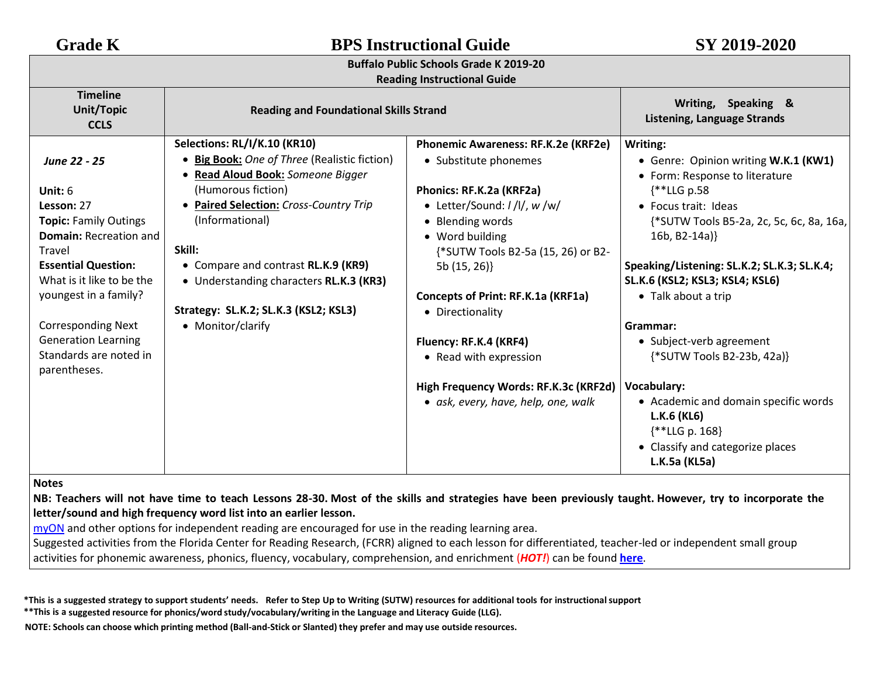| Grade K | BPS Instructional Guide | SY 2019-2020 |
|---|---|---|

**Buffalo Public Schools Grade K 2019-20**
**Reading Instructional Guide**

| Timeline Unit/Topic CCLS | Reading and Foundational Skills Strand | | Writing, Speaking & Listening, Language Strands |
|---|---|---|---|
| *June 22 - 25*<br><br>**Unit:** 6<br>**Lesson:** 27<br>**Topic:** Family Outings<br>**Domain:** Recreation and Travel<br>**Essential Question:** What is it like to be the youngest in a family?<br><br>Corresponding Next Generation Learning Standards are noted in parentheses. | **Selections: RL/I/K.10 (KR10)**<br>• **Big Book:** *One of Three* (Realistic fiction)<br>• **Read Aloud Book:** *Someone Bigger* (Humorous fiction)<br>• **Paired Selection:** *Cross-Country Trip* (Informational)<br><br>**Skill:**<br>• Compare and contrast **RL.K.9 (KR9)**<br>• Understanding characters **RL.K.3 (KR3)**<br><br>**Strategy: SL.K.2; SL.K.3 (KSL2; KSL3)**<br>• Monitor/clarify | **Phonemic Awareness: RF.K.2e (KRF2e)**<br>• Substitute phonemes<br><br>**Phonics: RF.K.2a (KRF2a)**<br>• Letter/Sound: *l* /l/, *w* /w/<br>• Blending words<br>• Word building {*SUTW Tools B2-5a (15, 26) or B2-5b (15, 26)}<br><br>**Concepts of Print: RF.K.1a (KRF1a)**<br>• Directionality<br><br>**Fluency: RF.K.4 (KRF4)**<br>• Read with expression<br><br>**High Frequency Words: RF.K.3c (KRF2d)**<br>• *ask, every, have, help, one, walk* | **Writing:**<br>• Genre: Opinion writing **W.K.1 (KW1)**<br>• Form: Response to literature {**LLG p.58<br>• Focus trait: Ideas {*SUTW Tools B5-2a, 2c, 5c, 6c, 8a, 16a, 16b, B2-14a)}<br><br>**Speaking/Listening: SL.K.2; SL.K.3; SL.K.4; SL.K.6 (KSL2; KSL3; KSL4; KSL6)**<br>• Talk about a trip<br><br>**Grammar:**<br>• Subject-verb agreement {*SUTW Tools B2-23b, 42a)}<br><br>**Vocabulary:**<br>• Academic and domain specific words **L.K.6 (KL6)** {**LLG p. 168}<br>• Classify and categorize places **L.K.5a (KL5a)** |

**Notes**

**NB: Teachers will not have time to teach Lessons 28-30. Most of the skills and strategies have been previously taught. However, try to incorporate the letter/sound and high frequency word list into an earlier lesson.**

myON and other options for independent reading are encouraged for use in the reading learning area.

Suggested activities from the Florida Center for Reading Research, (FCRR) aligned to each lesson for differentiated, teacher-led or independent small group activities for phonemic awareness, phonics, fluency, vocabulary, comprehension, and enrichment (***HOT!***) can be found **here**.

**\*This is a suggested strategy to support students' needs. Refer to Step Up to Writing (SUTW) resources for additional tools for instructional support**

**\*\*This is a suggested resource for phonics/word study/vocabulary/writing in the Language and Literacy Guide (LLG).**

**NOTE: Schools can choose which printing method (Ball-and-Stick or Slanted) they prefer and may use outside resources.**